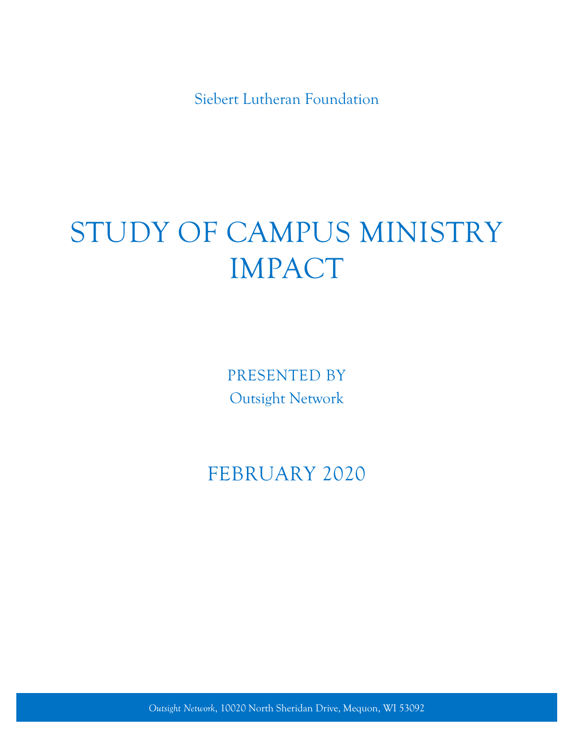Siebert Lutheran Foundation

# STUDY OF CAMPUS MINISTRY IMPACT

PRESENTED BY
Outsight Network

FEBRUARY 2020

*Outsight Network*, 10020 North Sheridan Drive, Mequon, WI 53092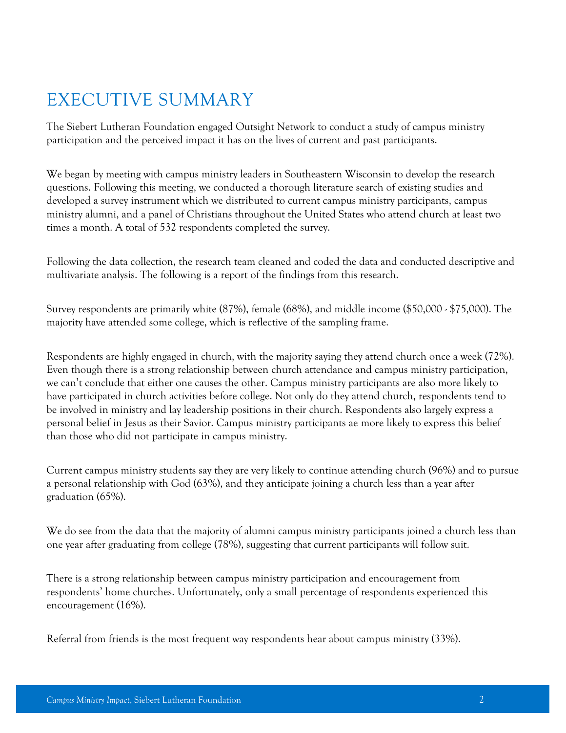# EXECUTIVE SUMMARY

The Siebert Lutheran Foundation engaged Outsight Network to conduct a study of campus ministry participation and the perceived impact it has on the lives of current and past participants.

We began by meeting with campus ministry leaders in Southeastern Wisconsin to develop the research questions. Following this meeting, we conducted a thorough literature search of existing studies and developed a survey instrument which we distributed to current campus ministry participants, campus ministry alumni, and a panel of Christians throughout the United States who attend church at least two times a month. A total of 532 respondents completed the survey.

Following the data collection, the research team cleaned and coded the data and conducted descriptive and multivariate analysis. The following is a report of the findings from this research.

Survey respondents are primarily white (87%), female (68%), and middle income ($50,000 - $75,000). The majority have attended some college, which is reflective of the sampling frame.

Respondents are highly engaged in church, with the majority saying they attend church once a week (72%). Even though there is a strong relationship between church attendance and campus ministry participation, we can't conclude that either one causes the other. Campus ministry participants are also more likely to have participated in church activities before college. Not only do they attend church, respondents tend to be involved in ministry and lay leadership positions in their church. Respondents also largely express a personal belief in Jesus as their Savior. Campus ministry participants ae more likely to express this belief than those who did not participate in campus ministry.

Current campus ministry students say they are very likely to continue attending church (96%) and to pursue a personal relationship with God (63%), and they anticipate joining a church less than a year after graduation (65%).

We do see from the data that the majority of alumni campus ministry participants joined a church less than one year after graduating from college (78%), suggesting that current participants will follow suit.

There is a strong relationship between campus ministry participation and encouragement from respondents' home churches. Unfortunately, only a small percentage of respondents experienced this encouragement (16%).

Referral from friends is the most frequent way respondents hear about campus ministry (33%).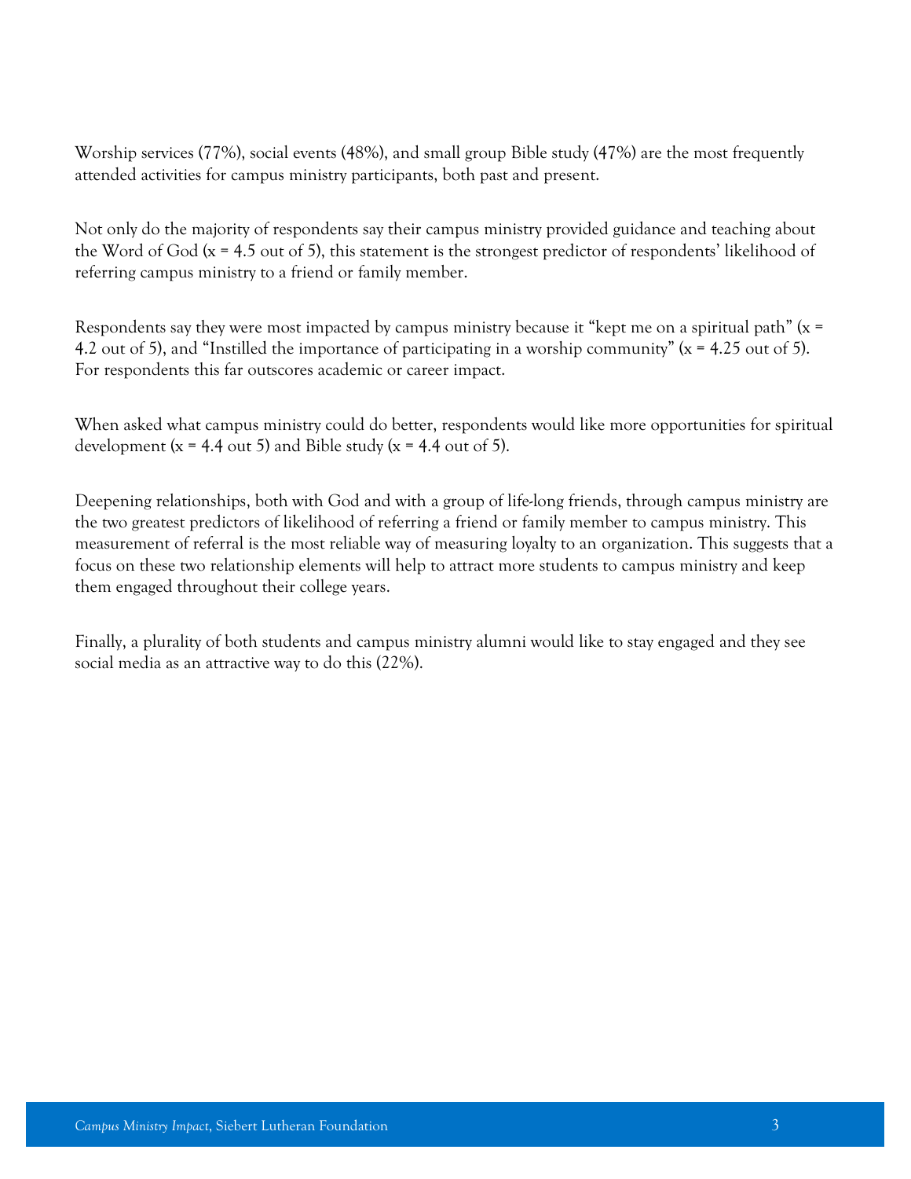Worship services (77%), social events (48%), and small group Bible study (47%) are the most frequently attended activities for campus ministry participants, both past and present.

Not only do the majority of respondents say their campus ministry provided guidance and teaching about the Word of God ($x = 4.5$ out of 5), this statement is the strongest predictor of respondents' likelihood of referring campus ministry to a friend or family member.

Respondents say they were most impacted by campus ministry because it "kept me on a spiritual path" ($x = 4.2$ out of 5), and "Instilled the importance of participating in a worship community" ($x = 4.25$ out of 5). For respondents this far outscores academic or career impact.

When asked what campus ministry could do better, respondents would like more opportunities for spiritual development ($x = 4.4$ out 5) and Bible study ($x = 4.4$ out of 5).

Deepening relationships, both with God and with a group of life-long friends, through campus ministry are the two greatest predictors of likelihood of referring a friend or family member to campus ministry. This measurement of referral is the most reliable way of measuring loyalty to an organization. This suggests that a focus on these two relationship elements will help to attract more students to campus ministry and keep them engaged throughout their college years.

Finally, a plurality of both students and campus ministry alumni would like to stay engaged and they see social media as an attractive way to do this (22%).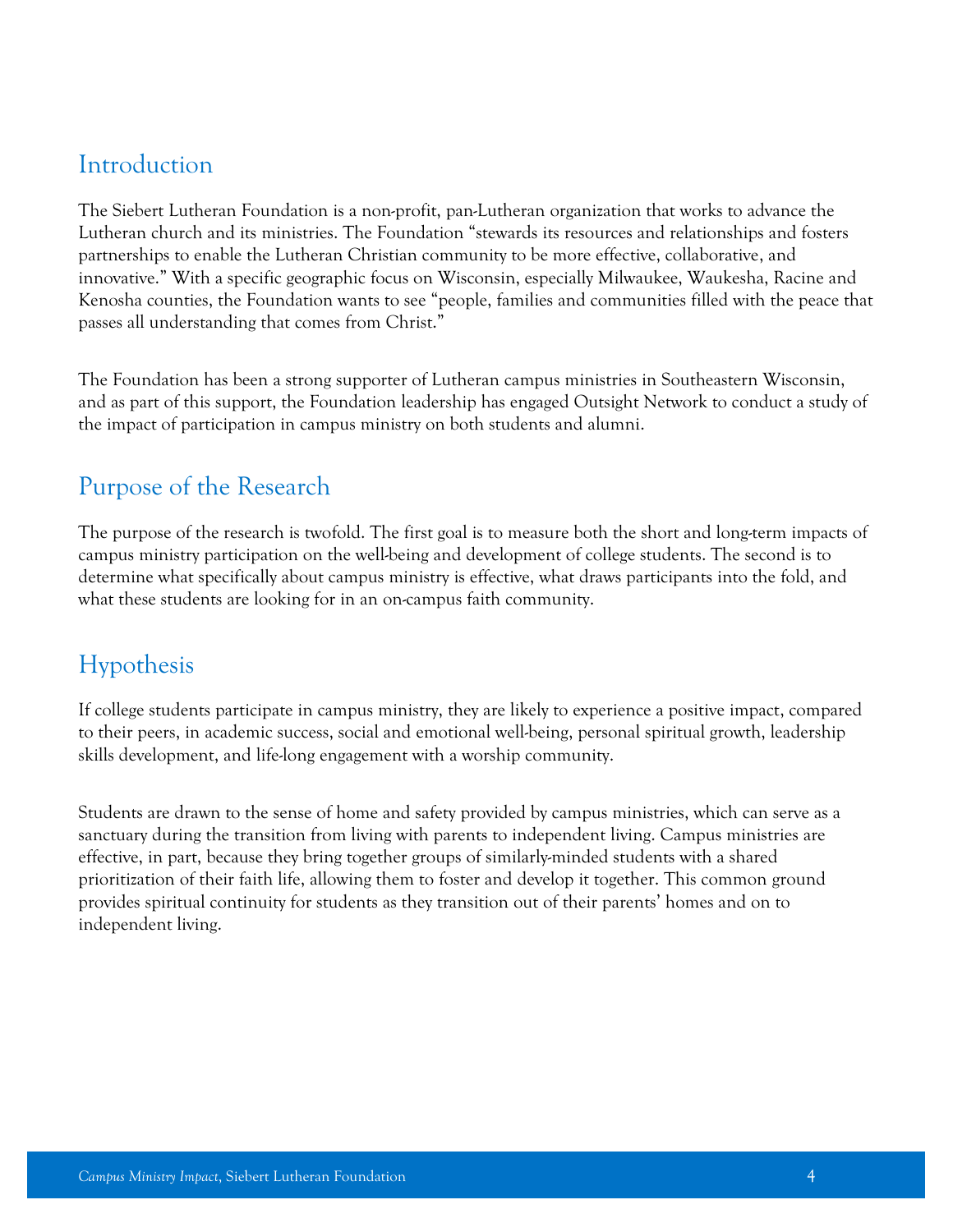## Introduction

The Siebert Lutheran Foundation is a non-profit, pan-Lutheran organization that works to advance the Lutheran church and its ministries. The Foundation "stewards its resources and relationships and fosters partnerships to enable the Lutheran Christian community to be more effective, collaborative, and innovative." With a specific geographic focus on Wisconsin, especially Milwaukee, Waukesha, Racine and Kenosha counties, the Foundation wants to see "people, families and communities filled with the peace that passes all understanding that comes from Christ."

The Foundation has been a strong supporter of Lutheran campus ministries in Southeastern Wisconsin, and as part of this support, the Foundation leadership has engaged Outsight Network to conduct a study of the impact of participation in campus ministry on both students and alumni.

## Purpose of the Research

The purpose of the research is twofold. The first goal is to measure both the short and long-term impacts of campus ministry participation on the well-being and development of college students. The second is to determine what specifically about campus ministry is effective, what draws participants into the fold, and what these students are looking for in an on-campus faith community.

## Hypothesis

If college students participate in campus ministry, they are likely to experience a positive impact, compared to their peers, in academic success, social and emotional well-being, personal spiritual growth, leadership skills development, and life-long engagement with a worship community.

Students are drawn to the sense of home and safety provided by campus ministries, which can serve as a sanctuary during the transition from living with parents to independent living. Campus ministries are effective, in part, because they bring together groups of similarly-minded students with a shared prioritization of their faith life, allowing them to foster and develop it together. This common ground provides spiritual continuity for students as they transition out of their parents' homes and on to independent living.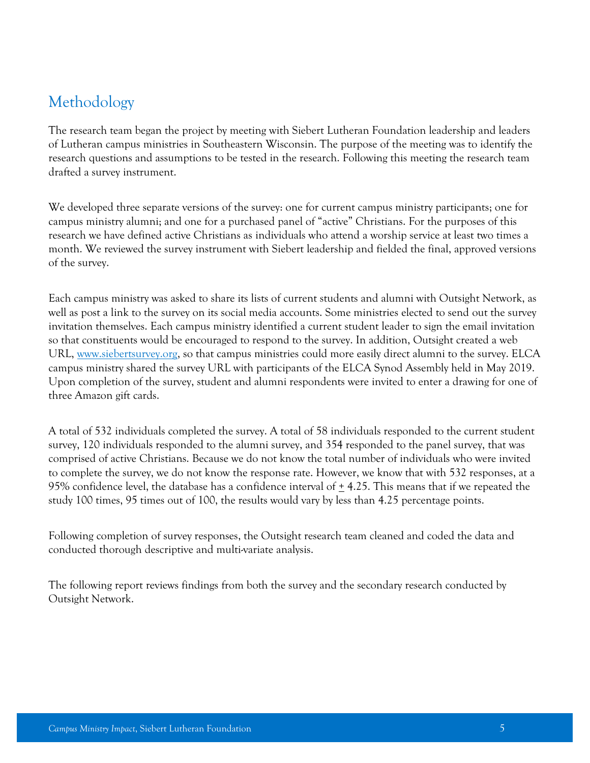## Methodology

The research team began the project by meeting with Siebert Lutheran Foundation leadership and leaders of Lutheran campus ministries in Southeastern Wisconsin. The purpose of the meeting was to identify the research questions and assumptions to be tested in the research. Following this meeting the research team drafted a survey instrument.

We developed three separate versions of the survey: one for current campus ministry participants; one for campus ministry alumni; and one for a purchased panel of "active" Christians. For the purposes of this research we have defined active Christians as individuals who attend a worship service at least two times a month. We reviewed the survey instrument with Siebert leadership and fielded the final, approved versions of the survey.

Each campus ministry was asked to share its lists of current students and alumni with Outsight Network, as well as post a link to the survey on its social media accounts. Some ministries elected to send out the survey invitation themselves. Each campus ministry identified a current student leader to sign the email invitation so that constituents would be encouraged to respond to the survey. In addition, Outsight created a web URL, [www.siebertsurvey.org](http://www.siebertsurvey.org), so that campus ministries could more easily direct alumni to the survey. ELCA campus ministry shared the survey URL with participants of the ELCA Synod Assembly held in May 2019. Upon completion of the survey, student and alumni respondents were invited to enter a drawing for one of three Amazon gift cards.

A total of 532 individuals completed the survey. A total of 58 individuals responded to the current student survey, 120 individuals responded to the alumni survey, and 354 responded to the panel survey, that was comprised of active Christians. Because we do not know the total number of individuals who were invited to complete the survey, we do not know the response rate. However, we know that with 532 responses, at a 95% confidence level, the database has a confidence interval of ± 4.25. This means that if we repeated the study 100 times, 95 times out of 100, the results would vary by less than 4.25 percentage points.

Following completion of survey responses, the Outsight research team cleaned and coded the data and conducted thorough descriptive and multi-variate analysis.

The following report reviews findings from both the survey and the secondary research conducted by Outsight Network.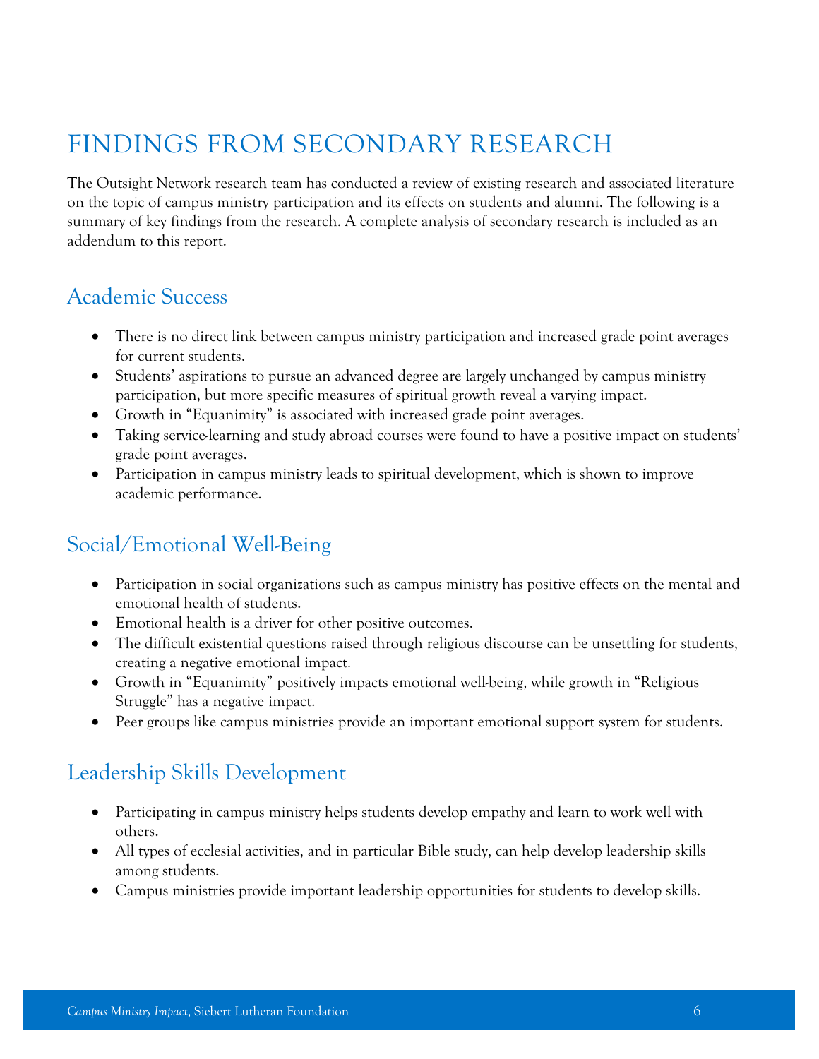# FINDINGS FROM SECONDARY RESEARCH

The Outsight Network research team has conducted a review of existing research and associated literature on the topic of campus ministry participation and its effects on students and alumni. The following is a summary of key findings from the research. A complete analysis of secondary research is included as an addendum to this report.

## Academic Success

- There is no direct link between campus ministry participation and increased grade point averages for current students.
- Students' aspirations to pursue an advanced degree are largely unchanged by campus ministry participation, but more specific measures of spiritual growth reveal a varying impact.
- Growth in "Equanimity" is associated with increased grade point averages.
- Taking service-learning and study abroad courses were found to have a positive impact on students' grade point averages.
- Participation in campus ministry leads to spiritual development, which is shown to improve academic performance.

## Social/Emotional Well-Being

- Participation in social organizations such as campus ministry has positive effects on the mental and emotional health of students.
- Emotional health is a driver for other positive outcomes.
- The difficult existential questions raised through religious discourse can be unsettling for students, creating a negative emotional impact.
- Growth in "Equanimity" positively impacts emotional well-being, while growth in "Religious Struggle" has a negative impact.
- Peer groups like campus ministries provide an important emotional support system for students.

## Leadership Skills Development

- Participating in campus ministry helps students develop empathy and learn to work well with others.
- All types of ecclesial activities, and in particular Bible study, can help develop leadership skills among students.
- Campus ministries provide important leadership opportunities for students to develop skills.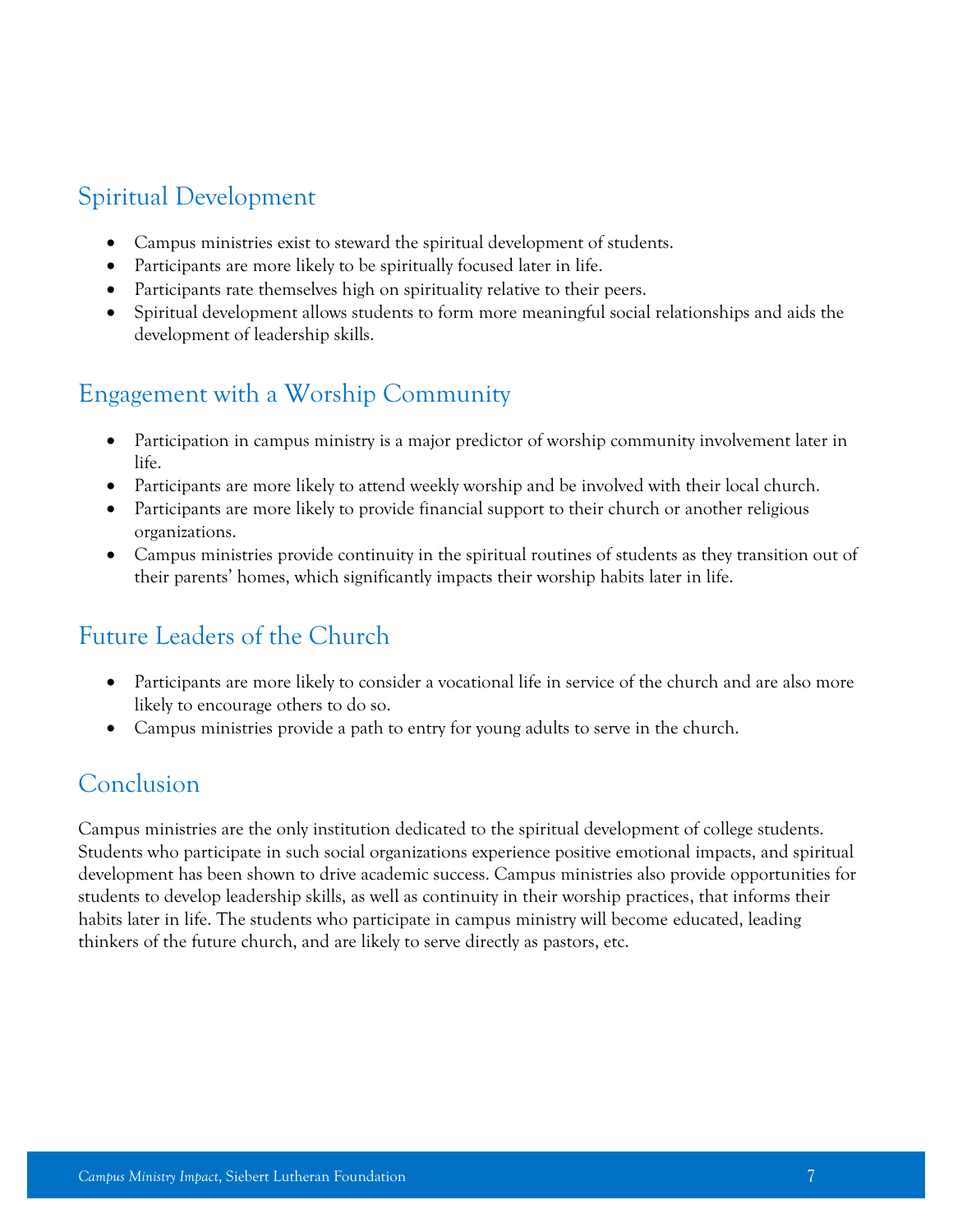## Spiritual Development

- Campus ministries exist to steward the spiritual development of students.
- Participants are more likely to be spiritually focused later in life.
- Participants rate themselves high on spirituality relative to their peers.
- Spiritual development allows students to form more meaningful social relationships and aids the development of leadership skills.

## Engagement with a Worship Community

- Participation in campus ministry is a major predictor of worship community involvement later in life.
- Participants are more likely to attend weekly worship and be involved with their local church.
- Participants are more likely to provide financial support to their church or another religious organizations.
- Campus ministries provide continuity in the spiritual routines of students as they transition out of their parents' homes, which significantly impacts their worship habits later in life.

## Future Leaders of the Church

- Participants are more likely to consider a vocational life in service of the church and are also more likely to encourage others to do so.
- Campus ministries provide a path to entry for young adults to serve in the church.

## Conclusion

Campus ministries are the only institution dedicated to the spiritual development of college students. Students who participate in such social organizations experience positive emotional impacts, and spiritual development has been shown to drive academic success. Campus ministries also provide opportunities for students to develop leadership skills, as well as continuity in their worship practices, that informs their habits later in life. The students who participate in campus ministry will become educated, leading thinkers of the future church, and are likely to serve directly as pastors, etc.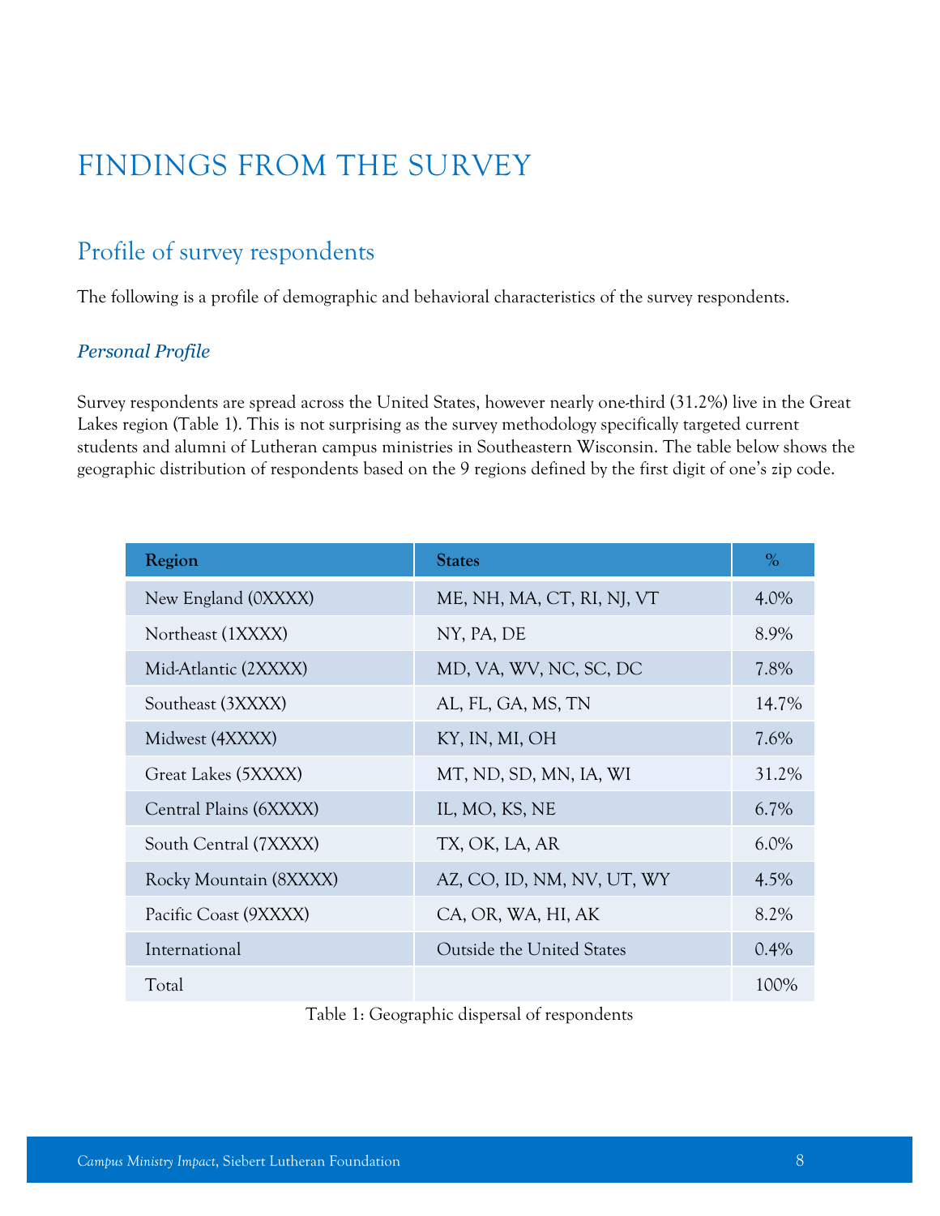# FINDINGS FROM THE SURVEY

## Profile of survey respondents

The following is a profile of demographic and behavioral characteristics of the survey respondents.

### *Personal Profile*

Survey respondents are spread across the United States, however nearly one-third (31.2%) live in the Great Lakes region (Table 1). This is not surprising as the survey methodology specifically targeted current students and alumni of Lutheran campus ministries in Southeastern Wisconsin. The table below shows the geographic distribution of respondents based on the 9 regions defined by the first digit of one's zip code.

| Region | States | % |
|---|---|---|
| New England (0XXXX) | ME, NH, MA, CT, RI, NJ, VT | 4.0% |
| Northeast (1XXXX) | NY, PA, DE | 8.9% |
| Mid-Atlantic (2XXXX) | MD, VA, WV, NC, SC, DC | 7.8% |
| Southeast (3XXXX) | AL, FL, GA, MS, TN | 14.7% |
| Midwest (4XXXX) | KY, IN, MI, OH | 7.6% |
| Great Lakes (5XXXX) | MT, ND, SD, MN, IA, WI | 31.2% |
| Central Plains (6XXXX) | IL, MO, KS, NE | 6.7% |
| South Central (7XXXX) | TX, OK, LA, AR | 6.0% |
| Rocky Mountain (8XXXX) | AZ, CO, ID, NM, NV, UT, WY | 4.5% |
| Pacific Coast (9XXXX) | CA, OR, WA, HI, AK | 8.2% |
| International | Outside the United States | 0.4% |
| Total | | 100% |

Table 1: Geographic dispersal of respondents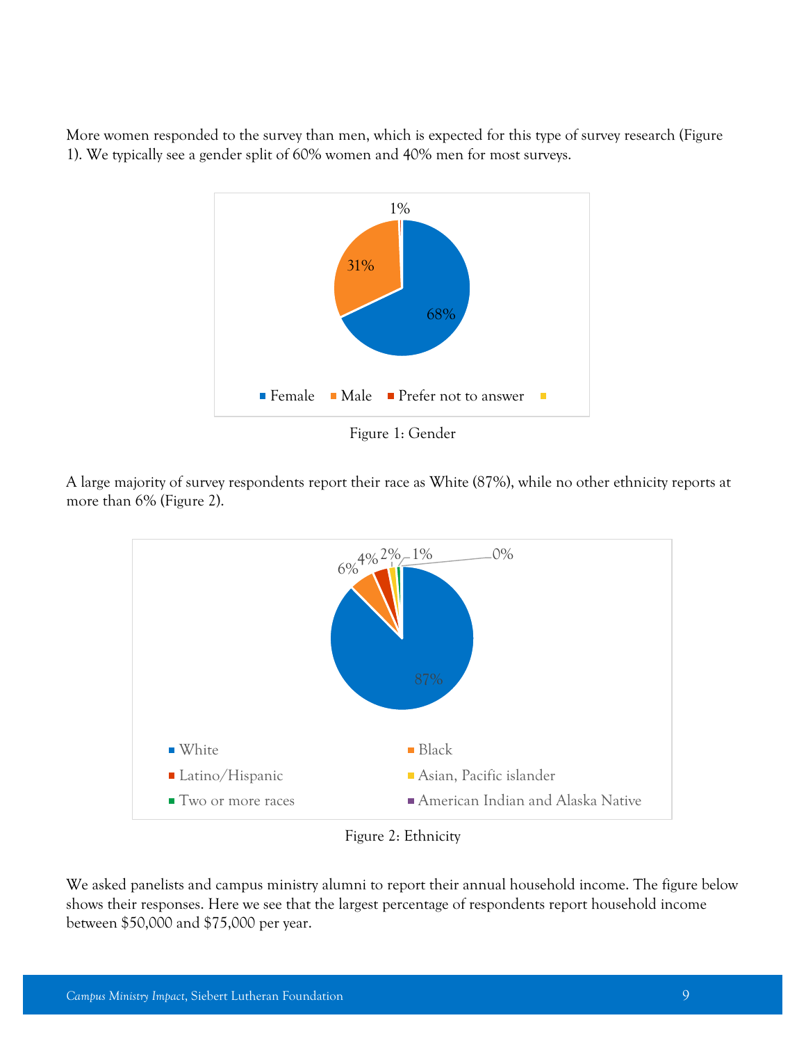More women responded to the survey than men, which is expected for this type of survey research (Figure 1). We typically see a gender split of 60% women and 40% men for most surveys.

Figure 1: Gender

A large majority of survey respondents report their race as White (87%), while no other ethnicity reports at more than 6% (Figure 2).

Figure 2: Ethnicity

We asked panelists and campus ministry alumni to report their annual household income. The figure below shows their responses. Here we see that the largest percentage of respondents report household income between $50,000 and $75,000 per year.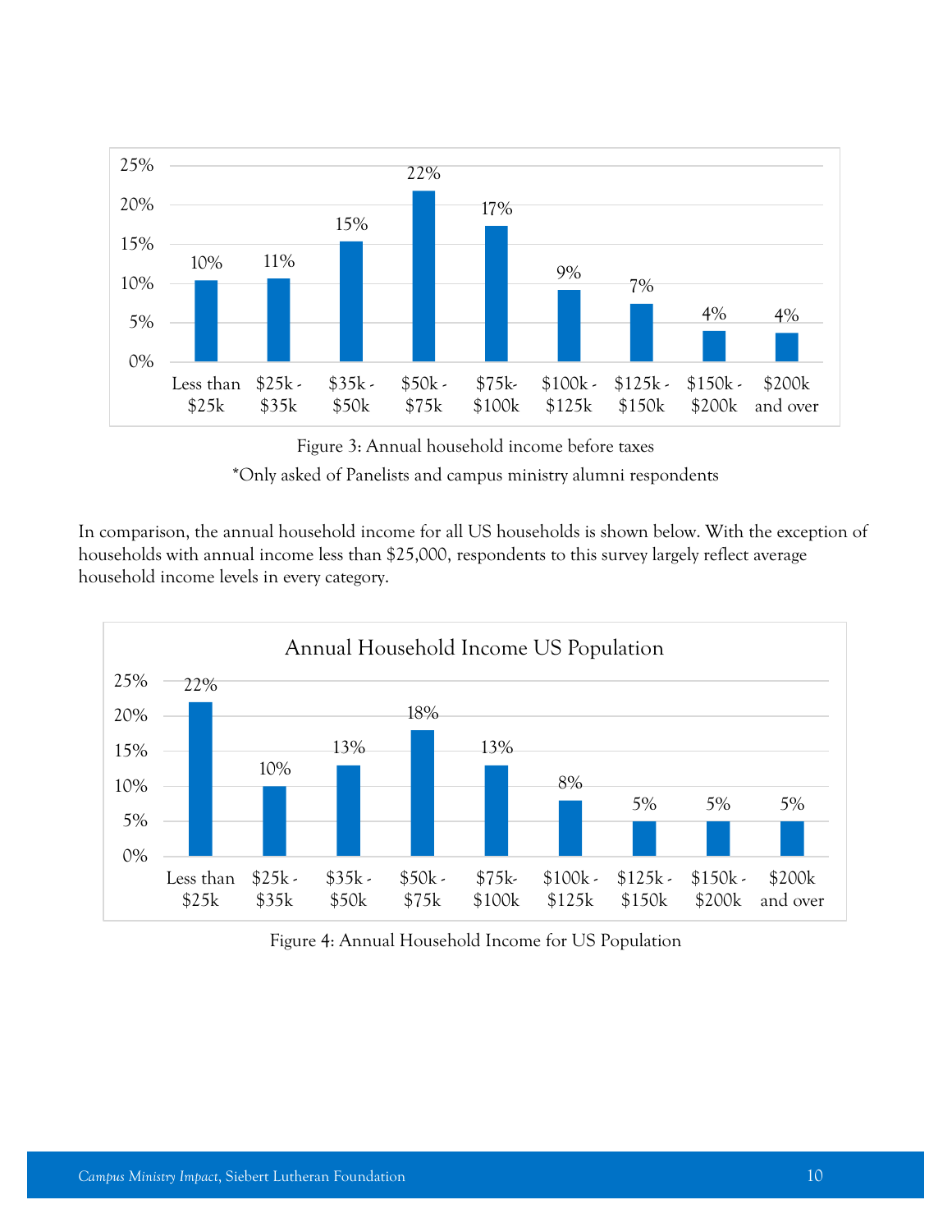| Less than $25k | $25k - $35k | $35k - $50k | $50k - $75k | $75k- $100k | $100k - $125k | $125k - $150k | $150k - $200k | $200k and over |
|---|---|---|---|---|---|---|---|---|
| 10% | 11% | 15% | 22% | 17% | 9% | 7% | 4% | 4% |

Figure 3: Annual household income before taxes

*Only asked of Panelists and campus ministry alumni respondents

In comparison, the annual household income for all US households is shown below. With the exception of households with annual income less than $25,000, respondents to this survey largely reflect average household income levels in every category.

**Annual Household Income US Population**

| Less than $25k | $25k - $35k | $35k - $50k | $50k - $75k | $75k- $100k | $100k - $125k | $125k - $150k | $150k - $200k | $200k and over |
|---|---|---|---|---|---|---|---|---|
| 22% | 10% | 13% | 18% | 13% | 8% | 5% | 5% | 5% |

Figure 4: Annual Household Income for US Population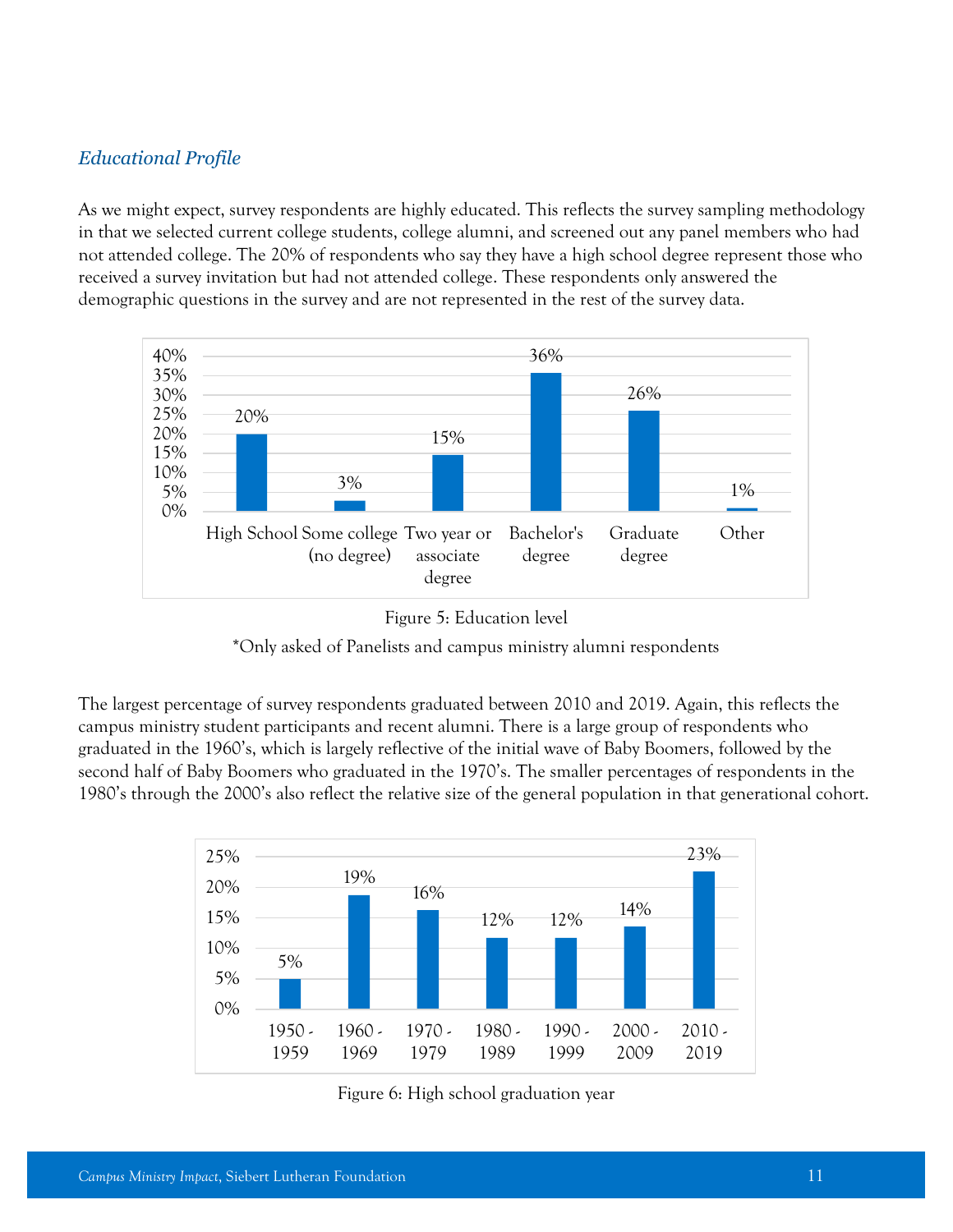### *Educational Profile*

As we might expect, survey respondents are highly educated. This reflects the survey sampling methodology in that we selected current college students, college alumni, and screened out any panel members who had not attended college. The 20% of respondents who say they have a high school degree represent those who received a survey invitation but had not attended college. These respondents only answered the demographic questions in the survey and are not represented in the rest of the survey data.

| High School | Some college (no degree) | Two year or associate degree | Bachelor's degree | Graduate degree | Other |
|---|---|---|---|---|---|
| 20% | 3% | 15% | 36% | 26% | 1% |

Figure 5: Education level

*Only asked of Panelists and campus ministry alumni respondents

The largest percentage of survey respondents graduated between 2010 and 2019. Again, this reflects the campus ministry student participants and recent alumni. There is a large group of respondents who graduated in the 1960's, which is largely reflective of the initial wave of Baby Boomers, followed by the second half of Baby Boomers who graduated in the 1970's. The smaller percentages of respondents in the 1980's through the 2000's also reflect the relative size of the general population in that generational cohort.

| 1950 - 1959 | 1960 - 1969 | 1970 - 1979 | 1980 - 1989 | 1990 - 1999 | 2000 - 2009 | 2010 - 2019 |
|---|---|---|---|---|---|---|
| 5% | 19% | 16% | 12% | 12% | 14% | 23% |

Figure 6: High school graduation year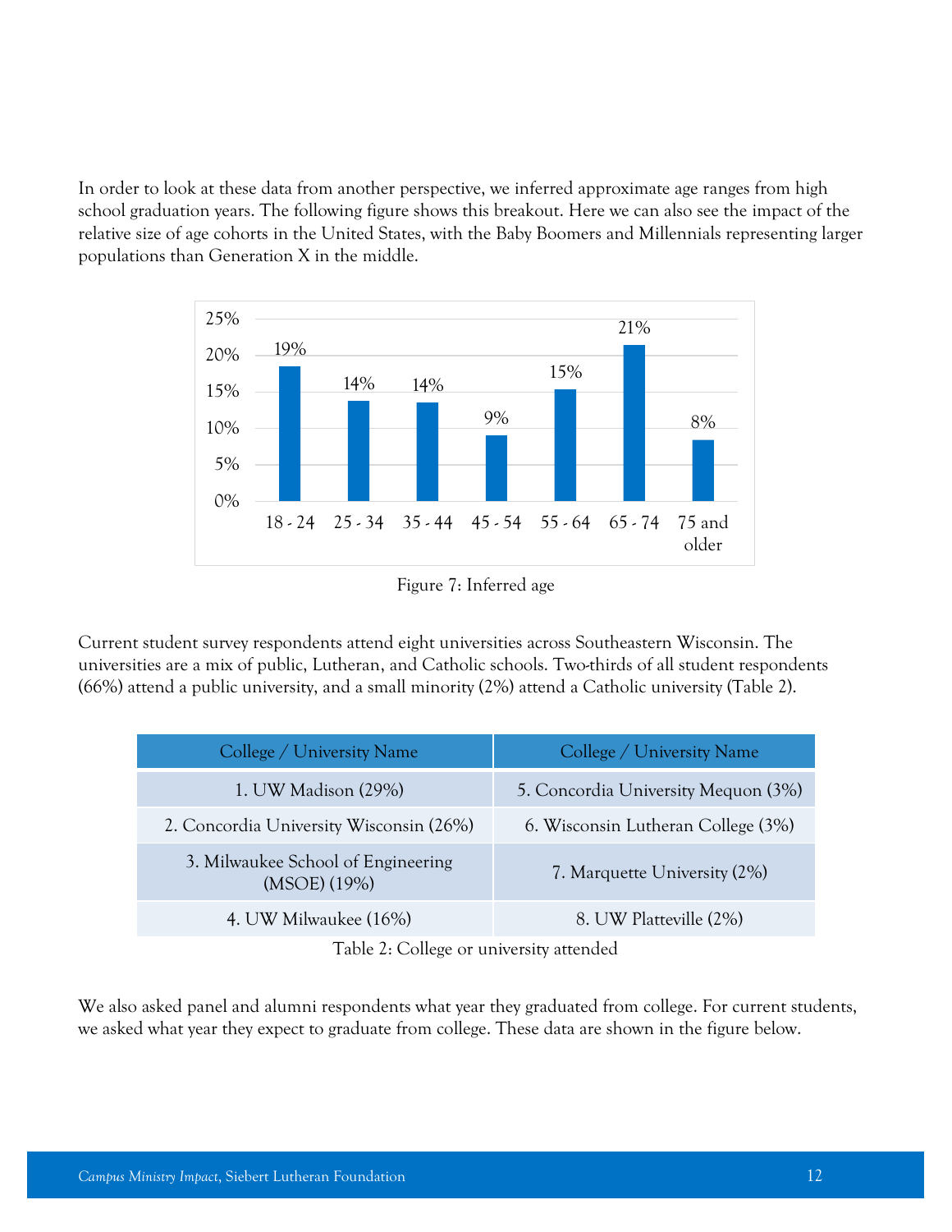In order to look at these data from another perspective, we inferred approximate age ranges from high school graduation years. The following figure shows this breakout. Here we can also see the impact of the relative size of age cohorts in the United States, with the Baby Boomers and Millennials representing larger populations than Generation X in the middle.

| Age | Percent |
|---|---|
| 18 - 24 | 19% |
| 25 - 34 | 14% |
| 35 - 44 | 14% |
| 45 - 54 | 9% |
| 55 - 64 | 15% |
| 65 - 74 | 21% |
| 75 and older | 8% |

Figure 7: Inferred age

Current student survey respondents attend eight universities across Southeastern Wisconsin. The universities are a mix of public, Lutheran, and Catholic schools. Two-thirds of all student respondents (66%) attend a public university, and a small minority (2%) attend a Catholic university (Table 2).

| College / University Name | College / University Name |
|---|---|
| 1. UW Madison (29%) | 5. Concordia University Mequon (3%) |
| 2. Concordia University Wisconsin (26%) | 6. Wisconsin Lutheran College (3%) |
| 3. Milwaukee School of Engineering (MSOE) (19%) | 7. Marquette University (2%) |
| 4. UW Milwaukee (16%) | 8. UW Platteville (2%) |

Table 2: College or university attended

We also asked panel and alumni respondents what year they graduated from college. For current students, we asked what year they expect to graduate from college. These data are shown in the figure below.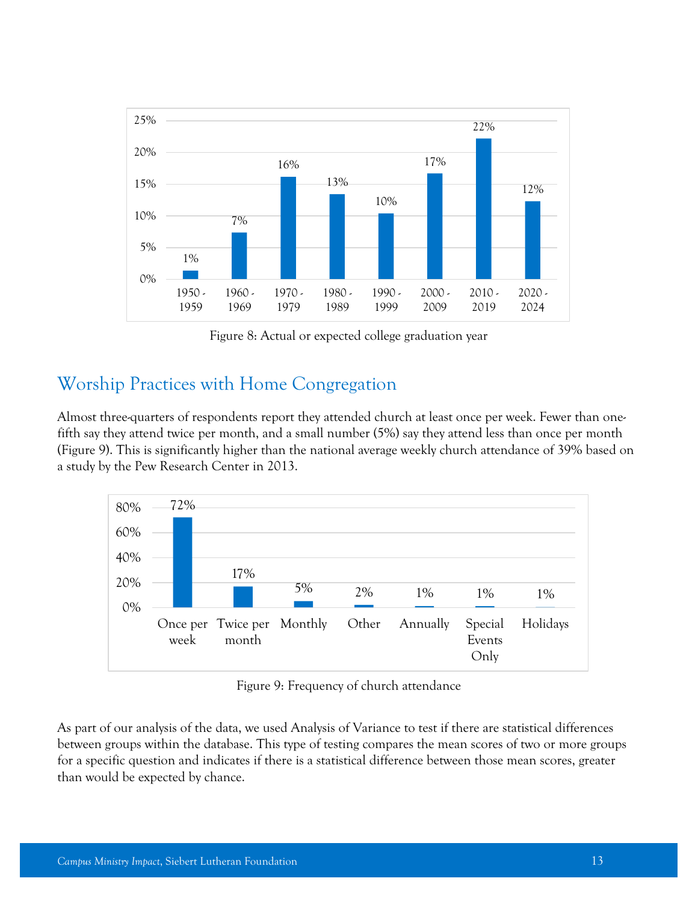Figure 8: Actual or expected college graduation year

| Graduation year | Percent |
|---|---|
| 1950 - 1959 | 1% |
| 1960 - 1969 | 7% |
| 1970 - 1979 | 16% |
| 1980 - 1989 | 13% |
| 1990 - 1999 | 10% |
| 2000 - 2009 | 17% |
| 2010 - 2019 | 22% |
| 2020 - 2024 | 12% |

## Worship Practices with Home Congregation

Almost three-quarters of respondents report they attended church at least once per week. Fewer than one-fifth say they attend twice per month, and a small number (5%) say they attend less than once per month (Figure 9). This is significantly higher than the national average weekly church attendance of 39% based on a study by the Pew Research Center in 2013.

| Frequency | Percent |
|---|---|
| Once per week | 72% |
| Twice per month | 17% |
| Monthly | 5% |
| Other | 2% |
| Annually | 1% |
| Special Events Only | 1% |
| Holidays | 1% |

Figure 9: Frequency of church attendance

As part of our analysis of the data, we used Analysis of Variance to test if there are statistical differences between groups within the database. This type of testing compares the mean scores of two or more groups for a specific question and indicates if there is a statistical difference between those mean scores, greater than would be expected by chance.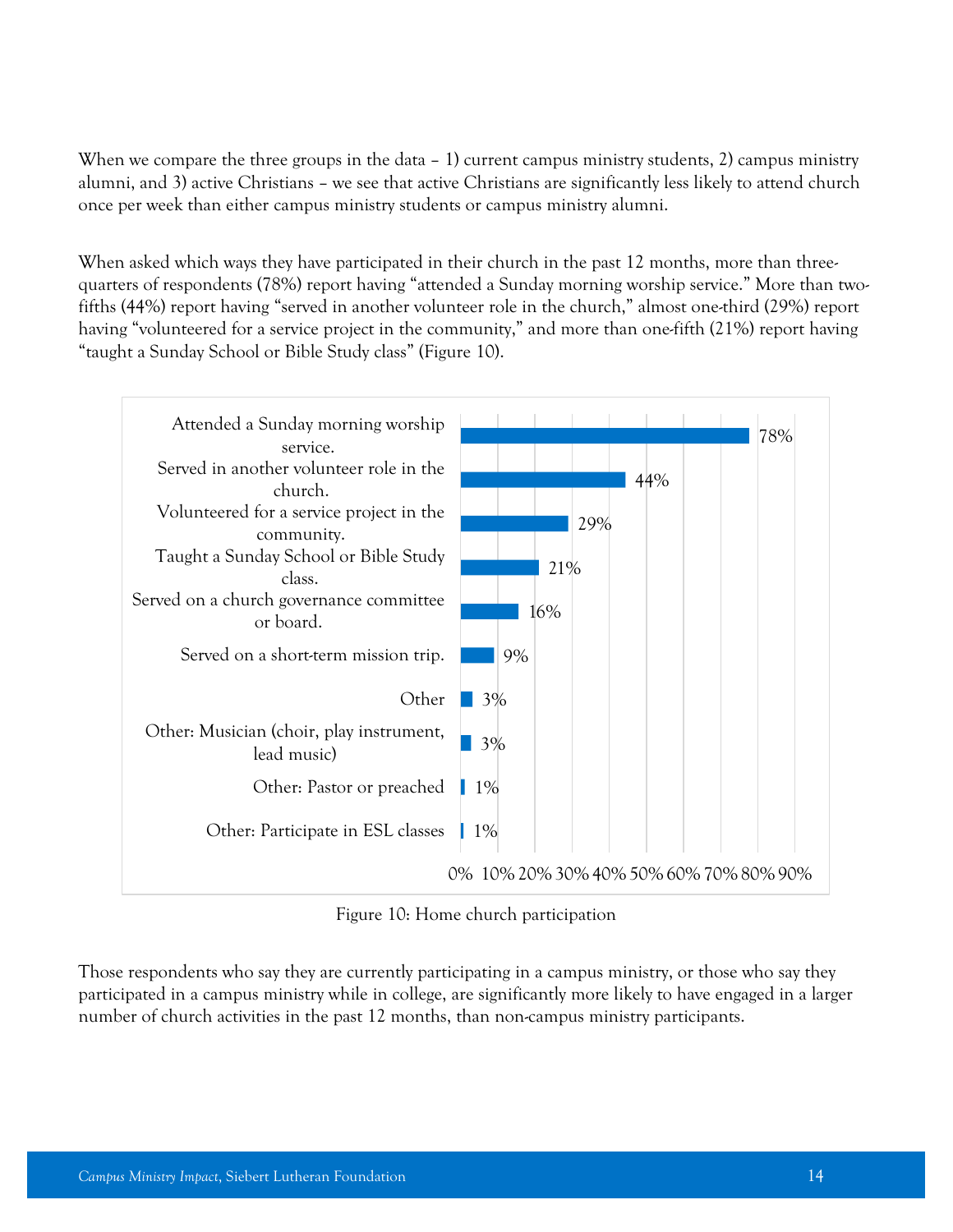When we compare the three groups in the data – 1) current campus ministry students, 2) campus ministry alumni, and 3) active Christians – we see that active Christians are significantly less likely to attend church once per week than either campus ministry students or campus ministry alumni.

When asked which ways they have participated in their church in the past 12 months, more than three-quarters of respondents (78%) report having "attended a Sunday morning worship service." More than two-fifths (44%) report having "served in another volunteer role in the church," almost one-third (29%) report having "volunteered for a service project in the community," and more than one-fifth (21%) report having "taught a Sunday School or Bible Study class" (Figure 10).

| Activity | Percent |
| --- | --- |
| Attended a Sunday morning worship service. | 78% |
| Served in another volunteer role in the church. | 44% |
| Volunteered for a service project in the community. | 29% |
| Taught a Sunday School or Bible Study class. | 21% |
| Served on a church governance committee or board. | 16% |
| Served on a short-term mission trip. | 9% |
| Other | 3% |
| Other: Musician (choir, play instrument, lead music) | 3% |
| Other: Pastor or preached | 1% |
| Other: Participate in ESL classes | 1% |

Figure 10: Home church participation

Those respondents who say they are currently participating in a campus ministry, or those who say they participated in a campus ministry while in college, are significantly more likely to have engaged in a larger number of church activities in the past 12 months, than non-campus ministry participants.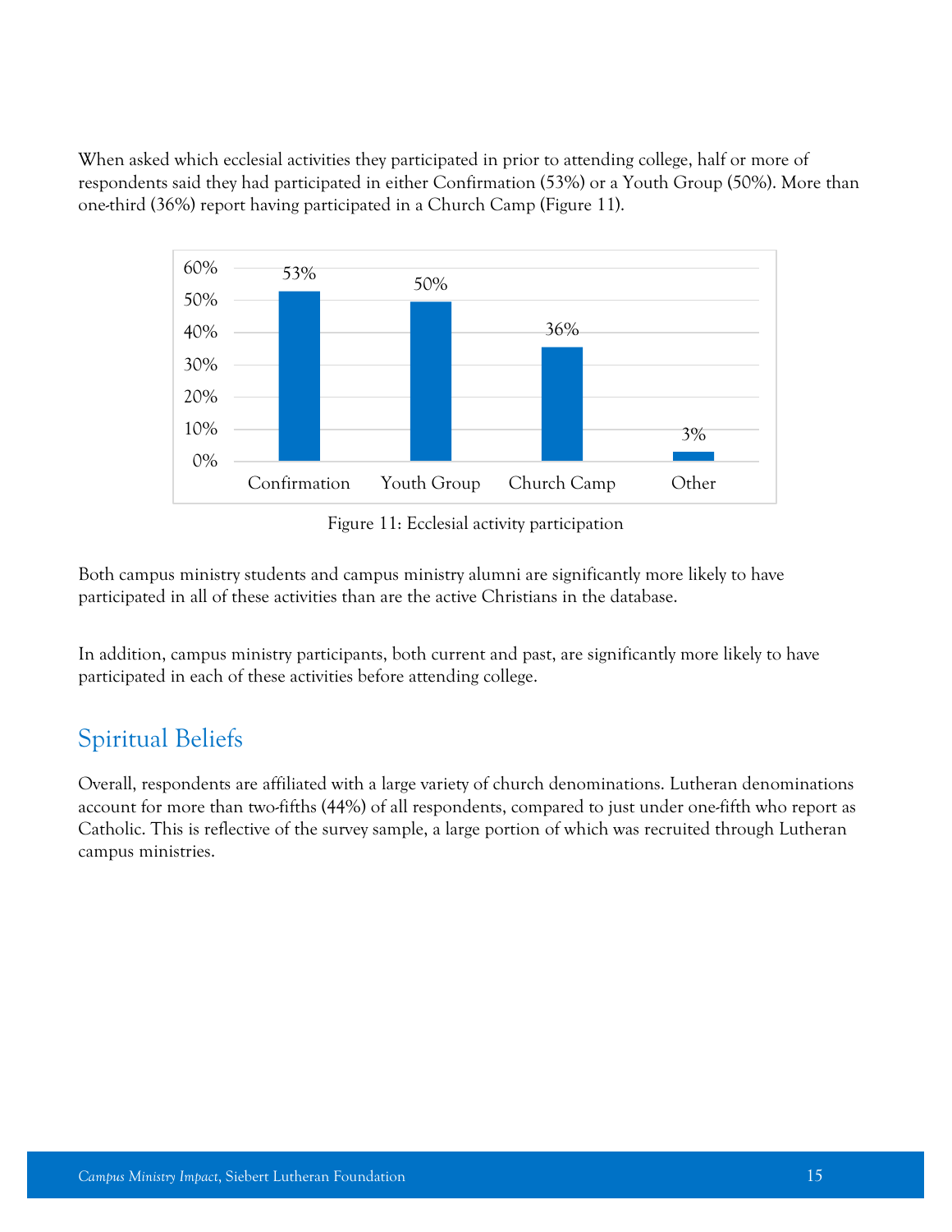When asked which ecclesial activities they participated in prior to attending college, half or more of respondents said they had participated in either Confirmation (53%) or a Youth Group (50%). More than one-third (36%) report having participated in a Church Camp (Figure 11).

| Activity | Percent |
|---|---|
| Confirmation | 53% |
| Youth Group | 50% |
| Church Camp | 36% |
| Other | 3% |

Figure 11: Ecclesial activity participation

Both campus ministry students and campus ministry alumni are significantly more likely to have participated in all of these activities than are the active Christians in the database.

In addition, campus ministry participants, both current and past, are significantly more likely to have participated in each of these activities before attending college.

## Spiritual Beliefs

Overall, respondents are affiliated with a large variety of church denominations. Lutheran denominations account for more than two-fifths (44%) of all respondents, compared to just under one-fifth who report as Catholic. This is reflective of the survey sample, a large portion of which was recruited through Lutheran campus ministries.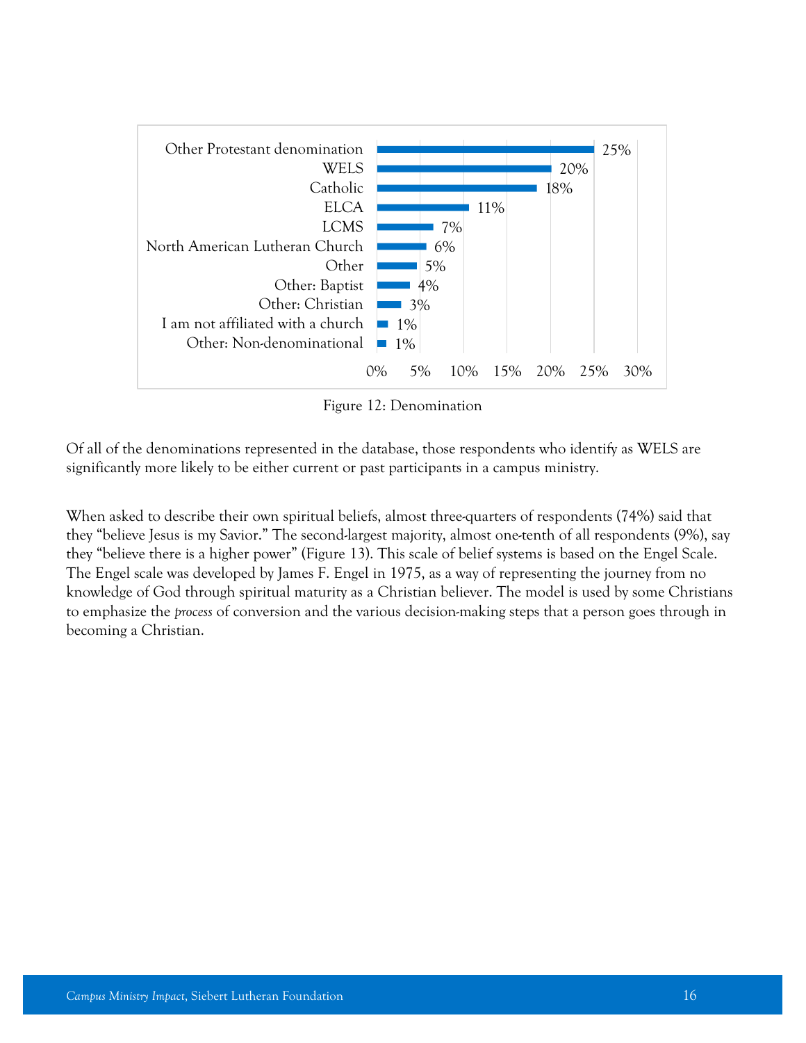| Denomination | Percentage |
| --- | --- |
| Other Protestant denomination | 25% |
| WELS | 20% |
| Catholic | 18% |
| ELCA | 11% |
| LCMS | 7% |
| North American Lutheran Church | 6% |
| Other | 5% |
| Other: Baptist | 4% |
| Other: Christian | 3% |
| I am not affiliated with a church | 1% |
| Other: Non-denominational | 1% |

Figure 12: Denomination

Of all of the denominations represented in the database, those respondents who identify as WELS are significantly more likely to be either current or past participants in a campus ministry.

When asked to describe their own spiritual beliefs, almost three-quarters of respondents (74%) said that they "believe Jesus is my Savior." The second-largest majority, almost one-tenth of all respondents (9%), say they "believe there is a higher power" (Figure 13). This scale of belief systems is based on the Engel Scale. The Engel scale was developed by James F. Engel in 1975, as a way of representing the journey from no knowledge of God through spiritual maturity as a Christian believer. The model is used by some Christians to emphasize the *process* of conversion and the various decision-making steps that a person goes through in becoming a Christian.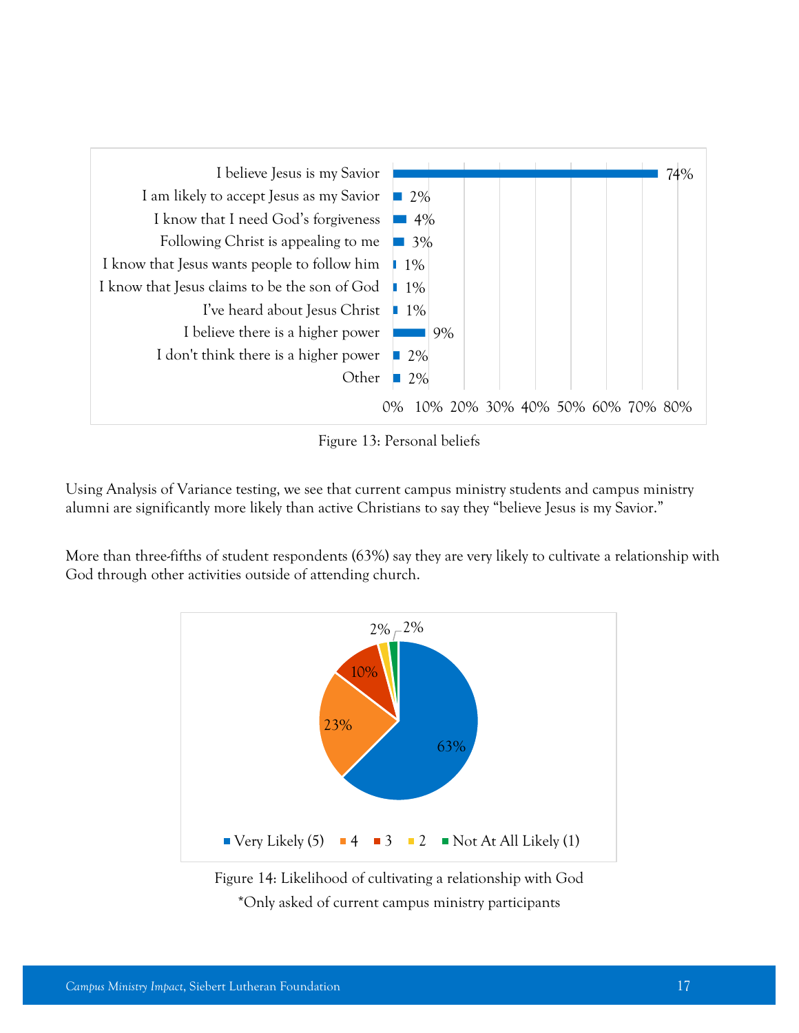| Personal belief | Percent |
|---|---|
| I believe Jesus is my Savior | 74% |
| I am likely to accept Jesus as my Savior | 2% |
| I know that I need God's forgiveness | 4% |
| Following Christ is appealing to me | 3% |
| I know that Jesus wants people to follow him | 1% |
| I know that Jesus claims to be the son of God | 1% |
| I've heard about Jesus Christ | 1% |
| I believe there is a higher power | 9% |
| I don't think there is a higher power | 2% |
| Other | 2% |

Figure 13: Personal beliefs

Using Analysis of Variance testing, we see that current campus ministry students and campus ministry alumni are significantly more likely than active Christians to say they "believe Jesus is my Savior."

More than three-fifths of student respondents (63%) say they are very likely to cultivate a relationship with God through other activities outside of attending church.

| Likelihood | Percent |
|---|---|
| Very Likely (5) | 63% |
| 4 | 23% |
| 3 | 10% |
| 2 | 2% |
| Not At All Likely (1) | 2% |

Figure 14: Likelihood of cultivating a relationship with God

*Only asked of current campus ministry participants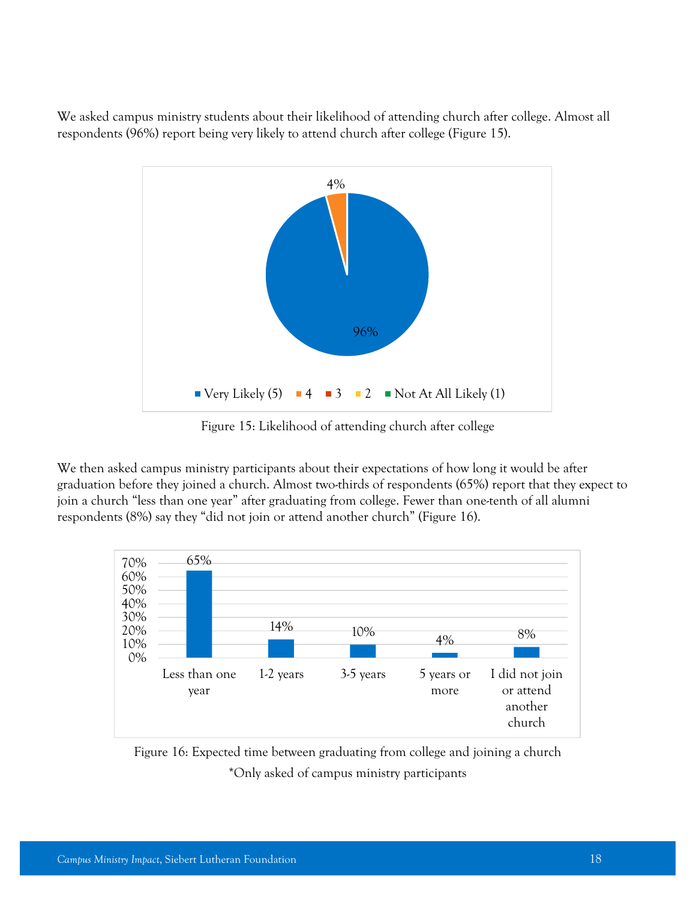We asked campus ministry students about their likelihood of attending church after college. Almost all respondents (96%) report being very likely to attend church after college (Figure 15).

Figure 15: Likelihood of attending church after college

We then asked campus ministry participants about their expectations of how long it would be after graduation before they joined a church. Almost two-thirds of respondents (65%) report that they expect to join a church "less than one year" after graduating from college. Fewer than one-tenth of all alumni respondents (8%) say they "did not join or attend another church" (Figure 16).

Figure 16: Expected time between graduating from college and joining a church

*Only asked of campus ministry participants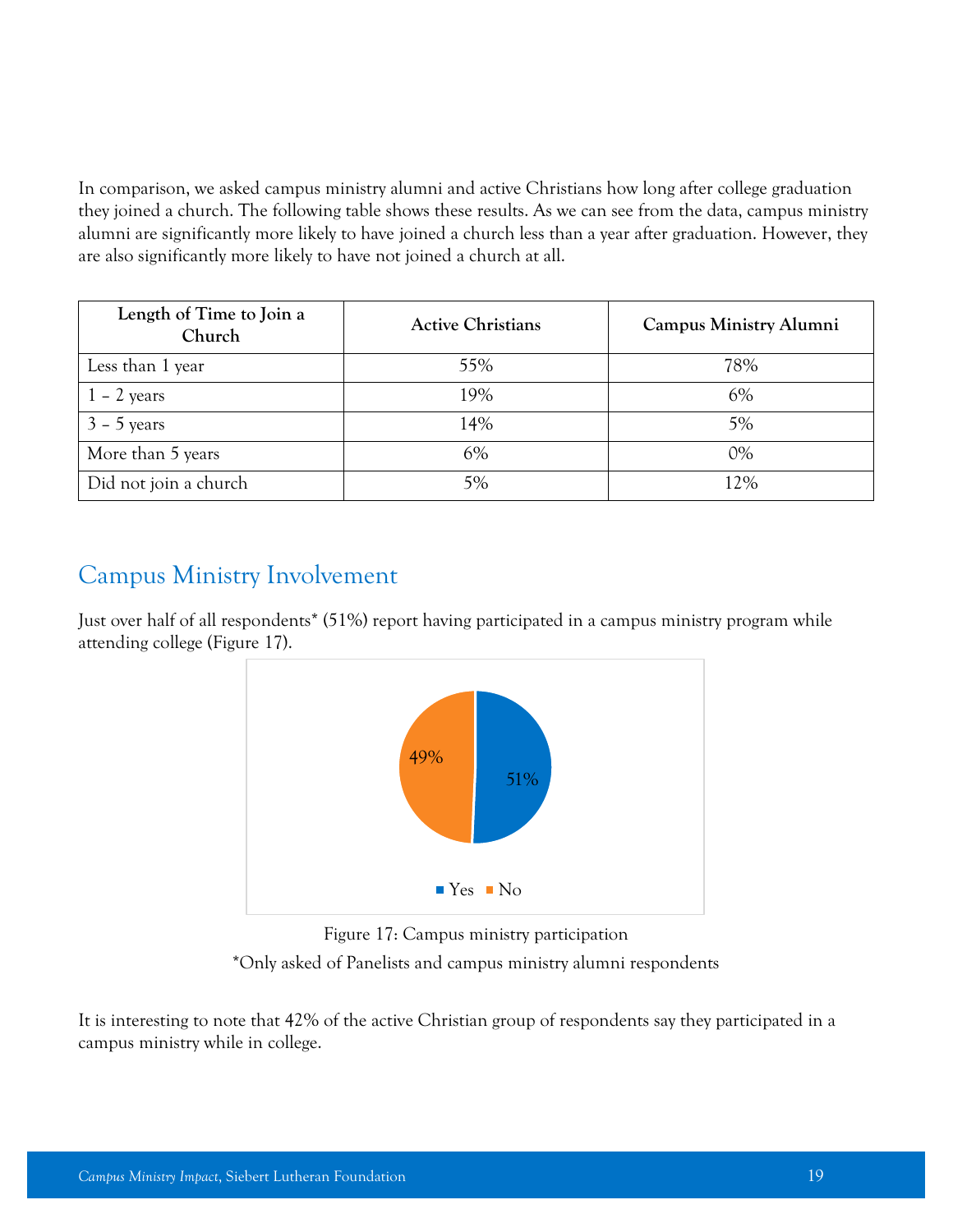In comparison, we asked campus ministry alumni and active Christians how long after college graduation they joined a church. The following table shows these results. As we can see from the data, campus ministry alumni are significantly more likely to have joined a church less than a year after graduation. However, they are also significantly more likely to have not joined a church at all.

| Length of Time to Join a Church | Active Christians | Campus Ministry Alumni |
|---|---|---|
| Less than 1 year | 55% | 78% |
| 1 – 2 years | 19% | 6% |
| 3 – 5 years | 14% | 5% |
| More than 5 years | 6% | 0% |
| Did not join a church | 5% | 12% |

## Campus Ministry Involvement

Just over half of all respondents* (51%) report having participated in a campus ministry program while attending college (Figure 17).

| Response | Percentage |
|---|---|
| Yes | 51% |
| No | 49% |

Figure 17: Campus ministry participation

*Only asked of Panelists and campus ministry alumni respondents

It is interesting to note that 42% of the active Christian group of respondents say they participated in a campus ministry while in college.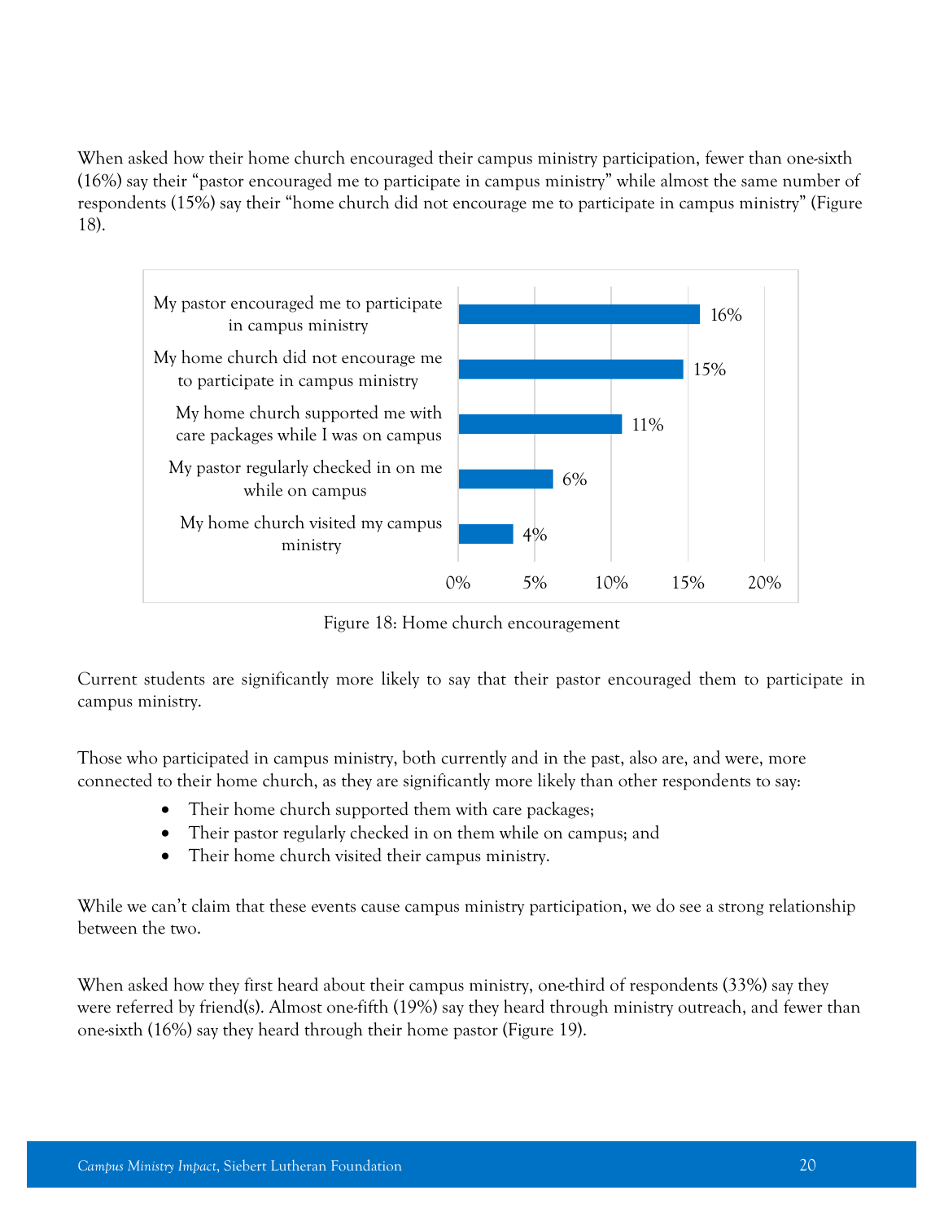When asked how their home church encouraged their campus ministry participation, fewer than one-sixth (16%) say their "pastor encouraged me to participate in campus ministry" while almost the same number of respondents (15%) say their "home church did not encourage me to participate in campus ministry" (Figure 18).

| Response | Percent |
|---|---|
| My pastor encouraged me to participate in campus ministry | 16% |
| My home church did not encourage me to participate in campus ministry | 15% |
| My home church supported me with care packages while I was on campus | 11% |
| My pastor regularly checked in on me while on campus | 6% |
| My home church visited my campus ministry | 4% |

Figure 18: Home church encouragement

Current students are significantly more likely to say that their pastor encouraged them to participate in campus ministry.

Those who participated in campus ministry, both currently and in the past, also are, and were, more connected to their home church, as they are significantly more likely than other respondents to say:

- Their home church supported them with care packages;
- Their pastor regularly checked in on them while on campus; and
- Their home church visited their campus ministry.

While we can't claim that these events cause campus ministry participation, we do see a strong relationship between the two.

When asked how they first heard about their campus ministry, one-third of respondents (33%) say they were referred by friend(s). Almost one-fifth (19%) say they heard through ministry outreach, and fewer than one-sixth (16%) say they heard through their home pastor (Figure 19).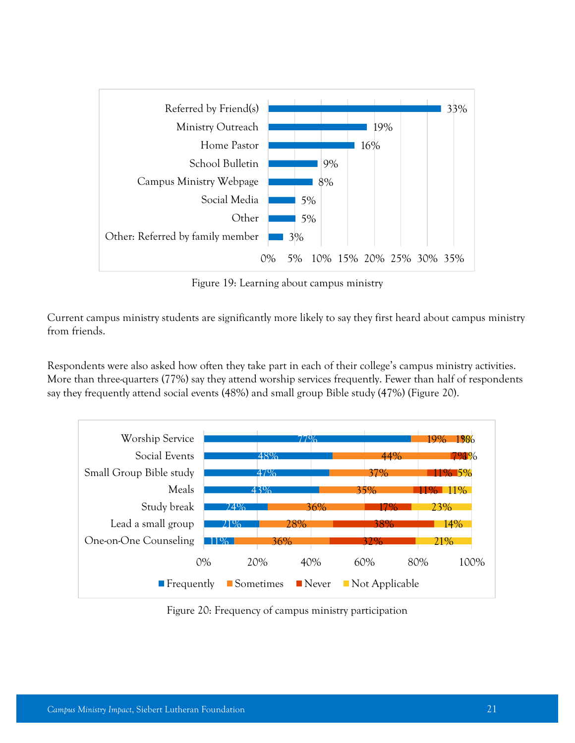| Source | Percent |
|---|---|
| Referred by Friend(s) | 33% |
| Ministry Outreach | 19% |
| Home Pastor | 16% |
| School Bulletin | 9% |
| Campus Ministry Webpage | 8% |
| Social Media | 5% |
| Other | 5% |
| Other: Referred by family member | 3% |

Figure 19: Learning about campus ministry

Current campus ministry students are significantly more likely to say they first heard about campus ministry from friends.

Respondents were also asked how often they take part in each of their college's campus ministry activities. More than three-quarters (77%) say they attend worship services frequently. Fewer than half of respondents say they frequently attend social events (48%) and small group Bible study (47%) (Figure 20).

| Activity | Frequently | Sometimes | Never | Not Applicable |
|---|---|---|---|---|
| Worship Service | 77% | 19% | 1% | 3% |
| Social Events | 48% | 44% | 7% | 1% |
| Small Group Bible study | 47% | 37% | 11% | 5% |
| Meals | 43% | 35% | 11% | 11% |
| Study break | 24% | 36% | 17% | 23% |
| Lead a small group | 21% | 28% | 38% | 14% |
| One-on-One Counseling | 11% | 36% | 32% | 21% |

Figure 20: Frequency of campus ministry participation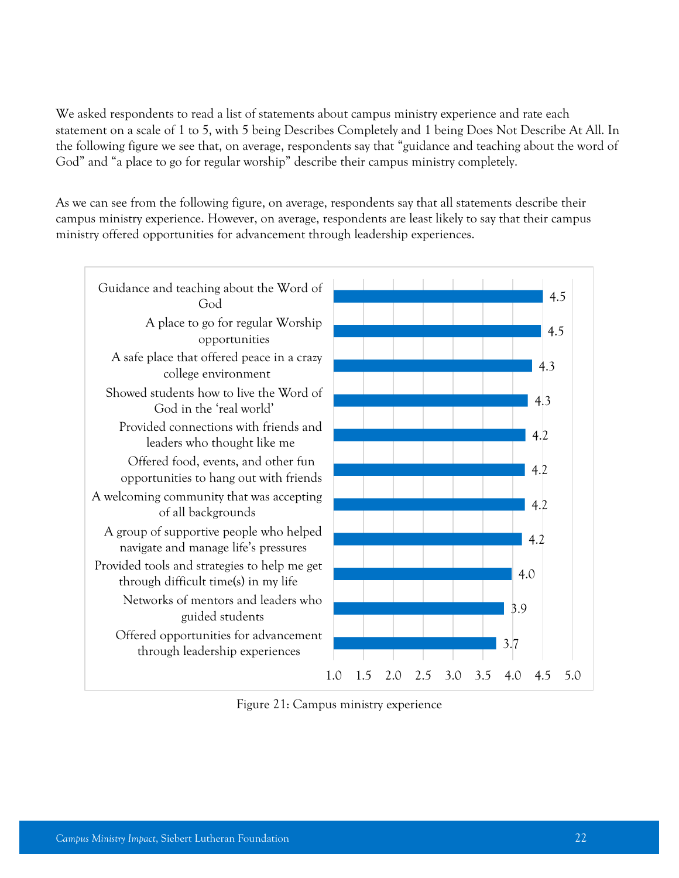We asked respondents to read a list of statements about campus ministry experience and rate each statement on a scale of 1 to 5, with 5 being Describes Completely and 1 being Does Not Describe At All. In the following figure we see that, on average, respondents say that "guidance and teaching about the word of God" and "a place to go for regular worship" describe their campus ministry completely.

As we can see from the following figure, on average, respondents say that all statements describe their campus ministry experience. However, on average, respondents are least likely to say that their campus ministry offered opportunities for advancement through leadership experiences.

| Statement | Average rating |
| --- | --- |
| Guidance and teaching about the Word of God | 4.5 |
| A place to go for regular Worship opportunities | 4.5 |
| A safe place that offered peace in a crazy college environment | 4.3 |
| Showed students how to live the Word of God in the 'real world' | 4.3 |
| Provided connections with friends and leaders who thought like me | 4.2 |
| Offered food, events, and other fun opportunities to hang out with friends | 4.2 |
| A welcoming community that was accepting of all backgrounds | 4.2 |
| A group of supportive people who helped navigate and manage life's pressures | 4.2 |
| Provided tools and strategies to help me get through difficult time(s) in my life | 4.0 |
| Networks of mentors and leaders who guided students | 3.9 |
| Offered opportunities for advancement through leadership experiences | 3.7 |

Figure 21: Campus ministry experience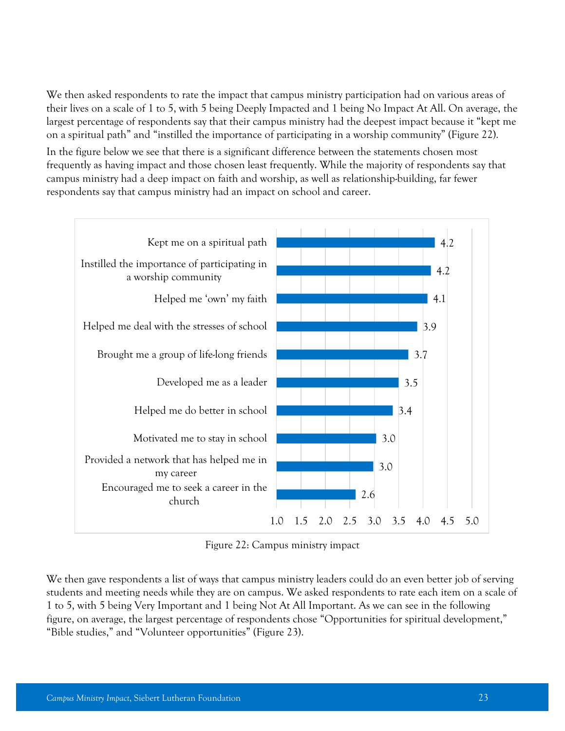We then asked respondents to rate the impact that campus ministry participation had on various areas of their lives on a scale of 1 to 5, with 5 being Deeply Impacted and 1 being No Impact At All. On average, the largest percentage of respondents say that their campus ministry had the deepest impact because it "kept me on a spiritual path" and "instilled the importance of participating in a worship community" (Figure 22).

In the figure below we see that there is a significant difference between the statements chosen most frequently as having impact and those chosen least frequently. While the majority of respondents say that campus ministry had a deep impact on faith and worship, as well as relationship-building, far fewer respondents say that campus ministry had an impact on school and career.

| Statement | Average rating |
|---|---|
| Kept me on a spiritual path | 4.2 |
| Instilled the importance of participating in a worship community | 4.2 |
| Helped me 'own' my faith | 4.1 |
| Helped me deal with the stresses of school | 3.9 |
| Brought me a group of life-long friends | 3.7 |
| Developed me as a leader | 3.5 |
| Helped me do better in school | 3.4 |
| Motivated me to stay in school | 3.0 |
| Provided a network that has helped me in my career | 3.0 |
| Encouraged me to seek a career in the church | 2.6 |

Figure 22: Campus ministry impact

We then gave respondents a list of ways that campus ministry leaders could do an even better job of serving students and meeting needs while they are on campus. We asked respondents to rate each item on a scale of 1 to 5, with 5 being Very Important and 1 being Not At All Important. As we can see in the following figure, on average, the largest percentage of respondents chose "Opportunities for spiritual development," "Bible studies," and "Volunteer opportunities" (Figure 23).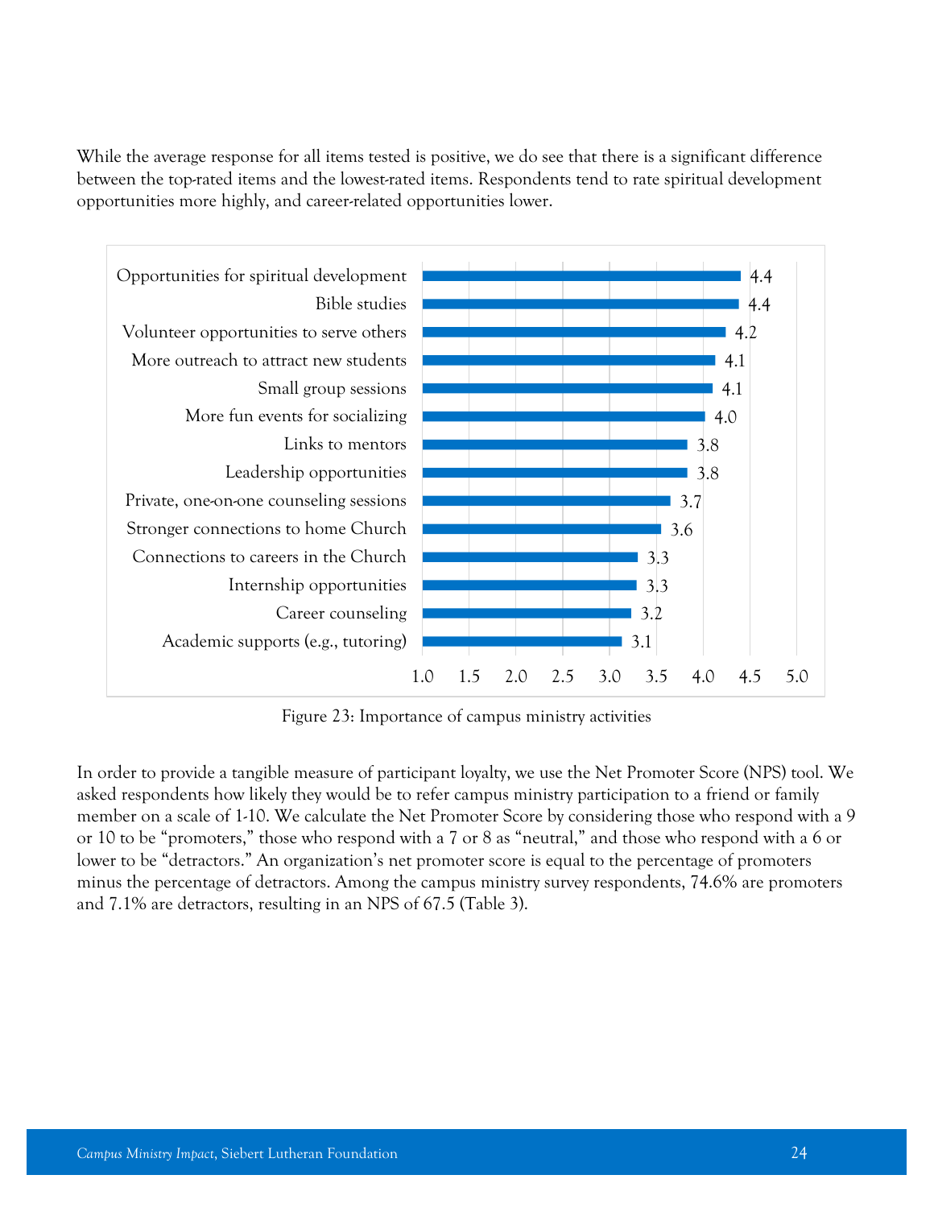While the average response for all items tested is positive, we do see that there is a significant difference between the top-rated items and the lowest-rated items. Respondents tend to rate spiritual development opportunities more highly, and career-related opportunities lower.

| Activity | Rating |
|---|---|
| Opportunities for spiritual development | 4.4 |
| Bible studies | 4.4 |
| Volunteer opportunities to serve others | 4.2 |
| More outreach to attract new students | 4.1 |
| Small group sessions | 4.1 |
| More fun events for socializing | 4.0 |
| Links to mentors | 3.8 |
| Leadership opportunities | 3.8 |
| Private, one-on-one counseling sessions | 3.7 |
| Stronger connections to home Church | 3.6 |
| Connections to careers in the Church | 3.3 |
| Internship opportunities | 3.3 |
| Career counseling | 3.2 |
| Academic supports (e.g., tutoring) | 3.1 |

Figure 23: Importance of campus ministry activities

In order to provide a tangible measure of participant loyalty, we use the Net Promoter Score (NPS) tool. We asked respondents how likely they would be to refer campus ministry participation to a friend or family member on a scale of 1-10. We calculate the Net Promoter Score by considering those who respond with a 9 or 10 to be "promoters," those who respond with a 7 or 8 as "neutral," and those who respond with a 6 or lower to be "detractors." An organization's net promoter score is equal to the percentage of promoters minus the percentage of detractors. Among the campus ministry survey respondents, 74.6% are promoters and 7.1% are detractors, resulting in an NPS of 67.5 (Table 3).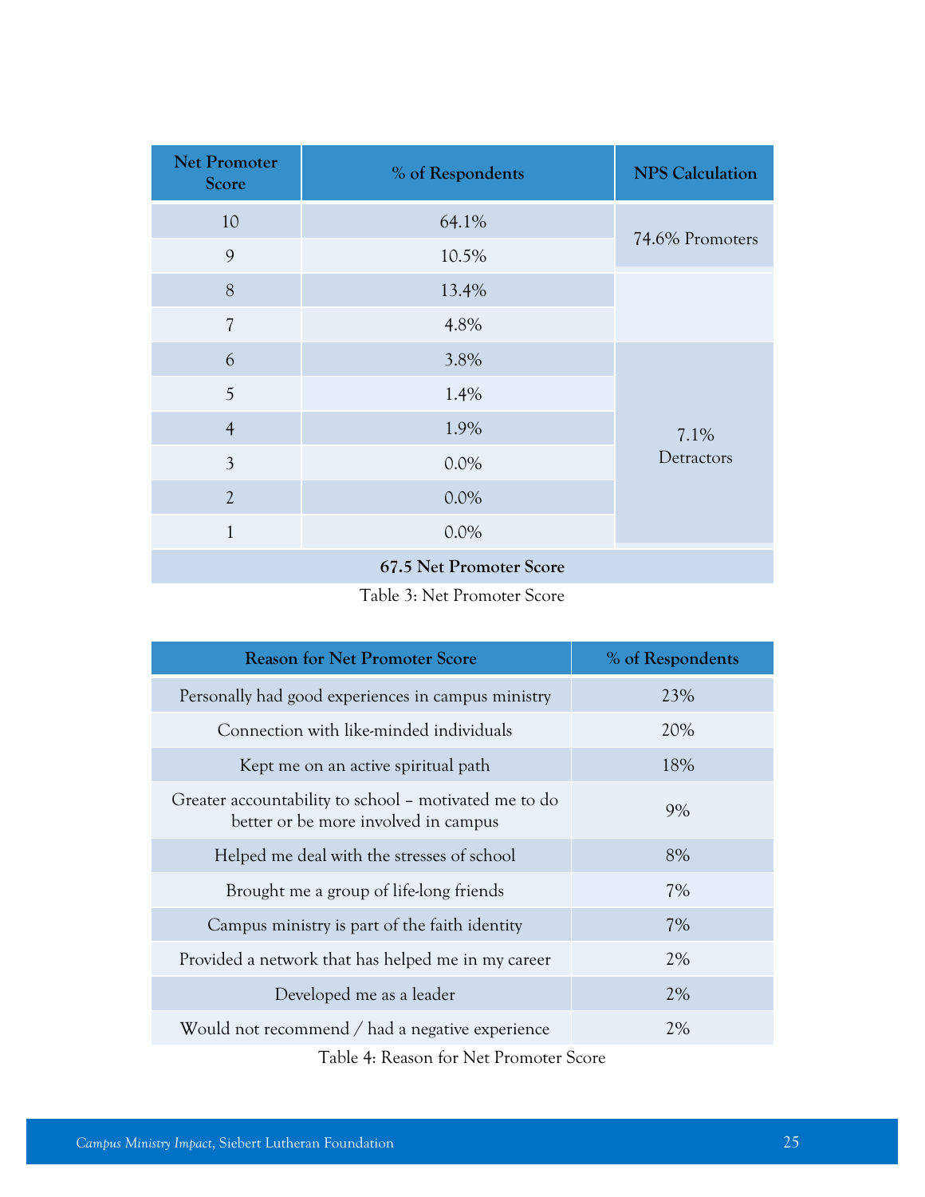| Net Promoter Score | % of Respondents | NPS Calculation |
|---|---|---|
| 10 | 64.1% | 74.6% Promoters |
| 9 | 10.5% | |
| 8 | 13.4% | |
| 7 | 4.8% | |
| 6 | 3.8% | 7.1% Detractors |
| 5 | 1.4% | |
| 4 | 1.9% | |
| 3 | 0.0% | |
| 2 | 0.0% | |
| 1 | 0.0% | |
| **67.5 Net Promoter Score** | | |

Table 3: Net Promoter Score

| Reason for Net Promoter Score | % of Respondents |
|---|---|
| Personally had good experiences in campus ministry | 23% |
| Connection with like-minded individuals | 20% |
| Kept me on an active spiritual path | 18% |
| Greater accountability to school – motivated me to do better or be more involved in campus | 9% |
| Helped me deal with the stresses of school | 8% |
| Brought me a group of life-long friends | 7% |
| Campus ministry is part of the faith identity | 7% |
| Provided a network that has helped me in my career | 2% |
| Developed me as a leader | 2% |
| Would not recommend / had a negative experience | 2% |

Table 4: Reason for Net Promoter Score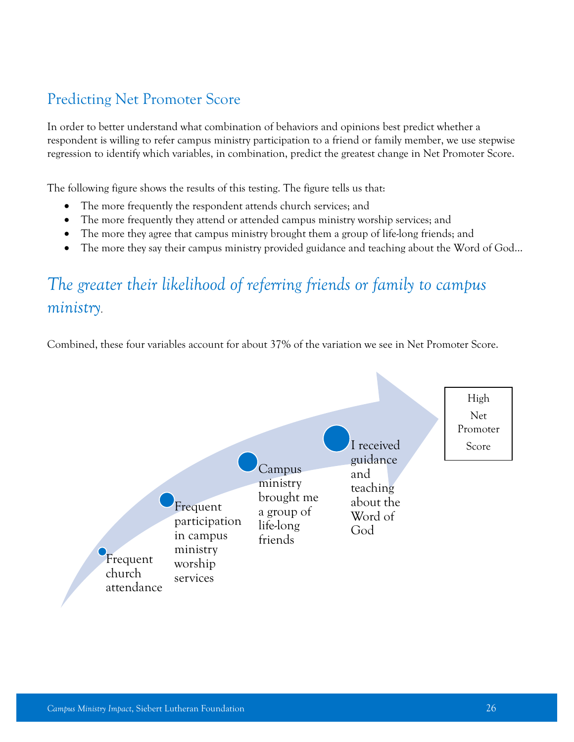## Predicting Net Promoter Score

In order to better understand what combination of behaviors and opinions best predict whether a respondent is willing to refer campus ministry participation to a friend or family member, we use stepwise regression to identify which variables, in combination, predict the greatest change in Net Promoter Score.

The following figure shows the results of this testing. The figure tells us that:

- The more frequently the respondent attends church services; and
- The more frequently they attend or attended campus ministry worship services; and
- The more they agree that campus ministry brought them a group of life-long friends; and
- The more they say their campus ministry provided guidance and teaching about the Word of God…

### *The greater their likelihood of referring friends or family to campus ministry.*

Combined, these four variables account for about 37% of the variation we see in Net Promoter Score.

Frequent church attendance

Frequent participation in campus ministry worship services

Campus ministry brought me a group of life-long friends

I received guidance and teaching about the Word of God

High Net Promoter Score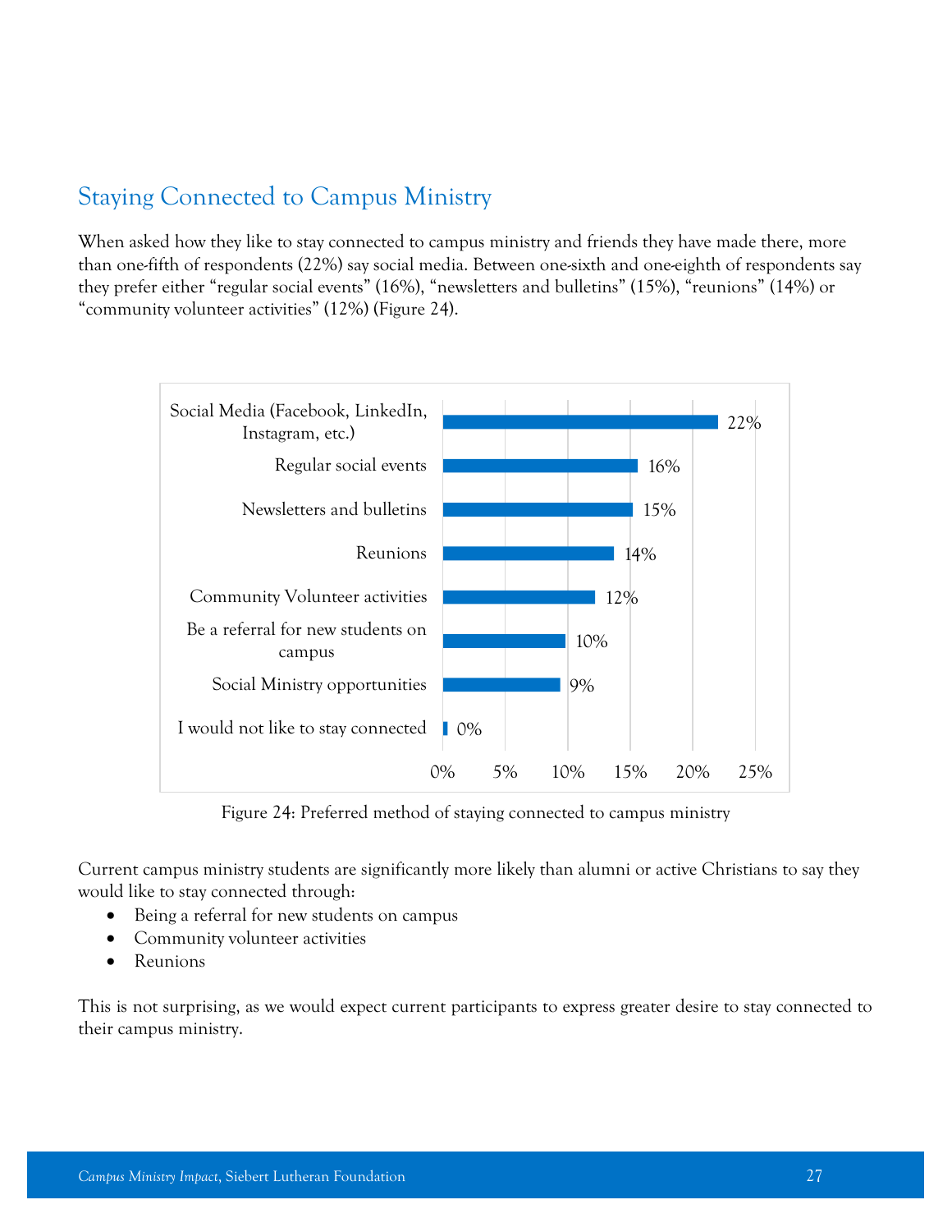## Staying Connected to Campus Ministry

When asked how they like to stay connected to campus ministry and friends they have made there, more than one-fifth of respondents (22%) say social media. Between one-sixth and one-eighth of respondents say they prefer either “regular social events” (16%), “newsletters and bulletins” (15%), “reunions” (14%) or “community volunteer activities” (12%) (Figure 24).

| Method | Percent |
| --- | --- |
| Social Media (Facebook, LinkedIn, Instagram, etc.) | 22% |
| Regular social events | 16% |
| Newsletters and bulletins | 15% |
| Reunions | 14% |
| Community Volunteer activities | 12% |
| Be a referral for new students on campus | 10% |
| Social Ministry opportunities | 9% |
| I would not like to stay connected | 0% |

Figure 24: Preferred method of staying connected to campus ministry

Current campus ministry students are significantly more likely than alumni or active Christians to say they would like to stay connected through:

- Being a referral for new students on campus
- Community volunteer activities
- Reunions

This is not surprising, as we would expect current participants to express greater desire to stay connected to their campus ministry.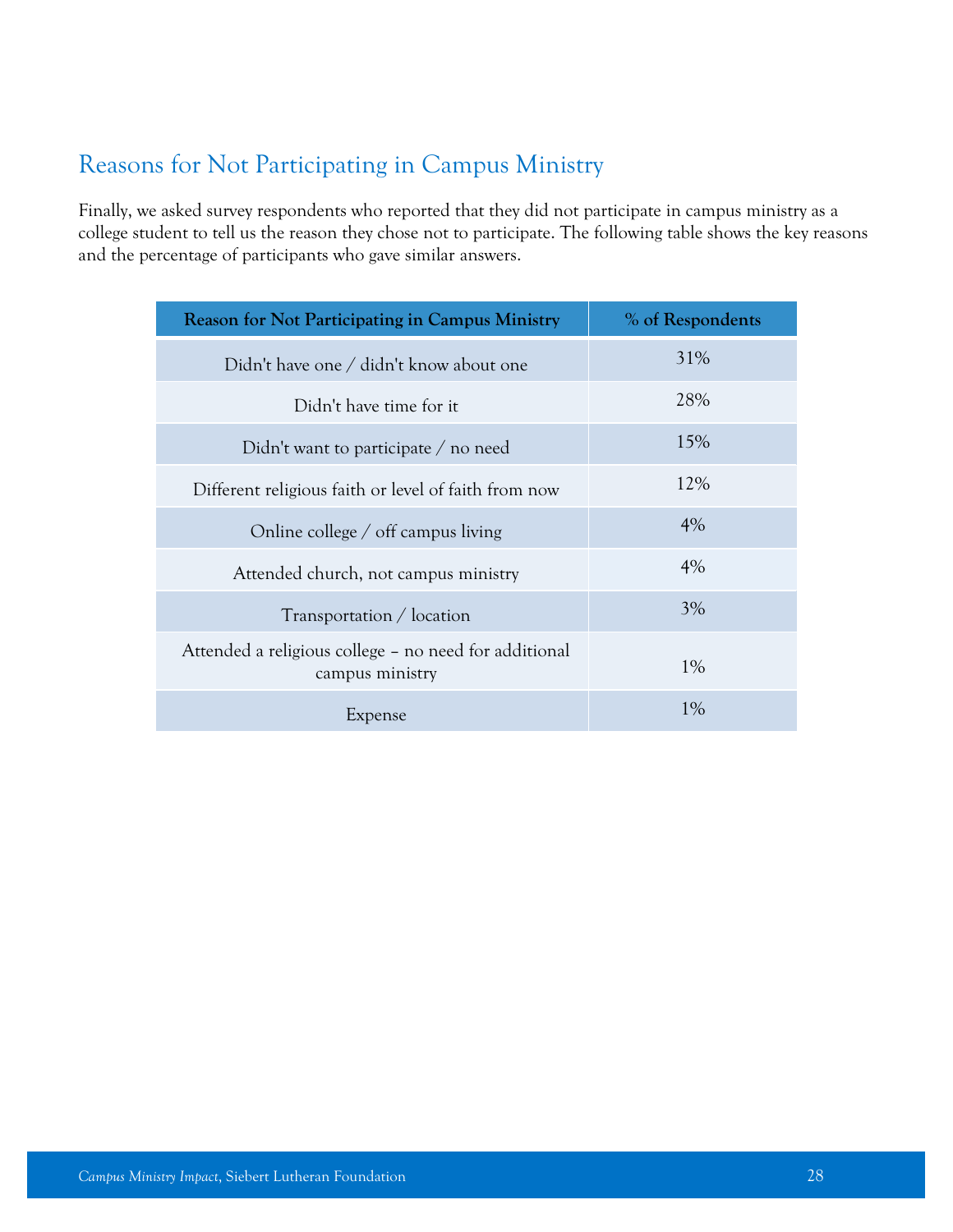## Reasons for Not Participating in Campus Ministry

Finally, we asked survey respondents who reported that they did not participate in campus ministry as a college student to tell us the reason they chose not to participate. The following table shows the key reasons and the percentage of participants who gave similar answers.

| Reason for Not Participating in Campus Ministry | % of Respondents |
|---|---|
| Didn't have one / didn't know about one | 31% |
| Didn't have time for it | 28% |
| Didn't want to participate / no need | 15% |
| Different religious faith or level of faith from now | 12% |
| Online college / off campus living | 4% |
| Attended church, not campus ministry | 4% |
| Transportation / location | 3% |
| Attended a religious college – no need for additional campus ministry | 1% |
| Expense | 1% |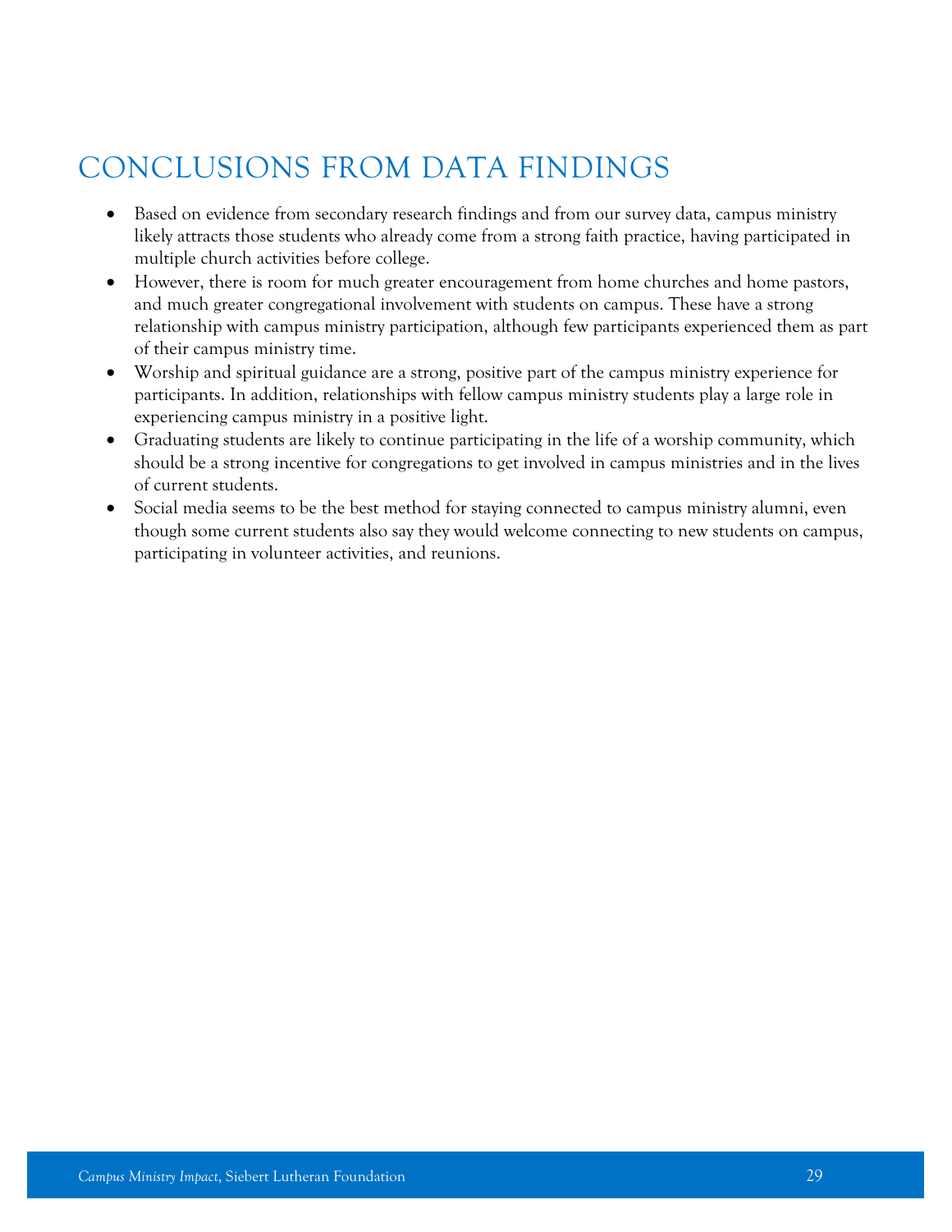# CONCLUSIONS FROM DATA FINDINGS

- Based on evidence from secondary research findings and from our survey data, campus ministry likely attracts those students who already come from a strong faith practice, having participated in multiple church activities before college.
- However, there is room for much greater encouragement from home churches and home pastors, and much greater congregational involvement with students on campus. These have a strong relationship with campus ministry participation, although few participants experienced them as part of their campus ministry time.
- Worship and spiritual guidance are a strong, positive part of the campus ministry experience for participants. In addition, relationships with fellow campus ministry students play a large role in experiencing campus ministry in a positive light.
- Graduating students are likely to continue participating in the life of a worship community, which should be a strong incentive for congregations to get involved in campus ministries and in the lives of current students.
- Social media seems to be the best method for staying connected to campus ministry alumni, even though some current students also say they would welcome connecting to new students on campus, participating in volunteer activities, and reunions.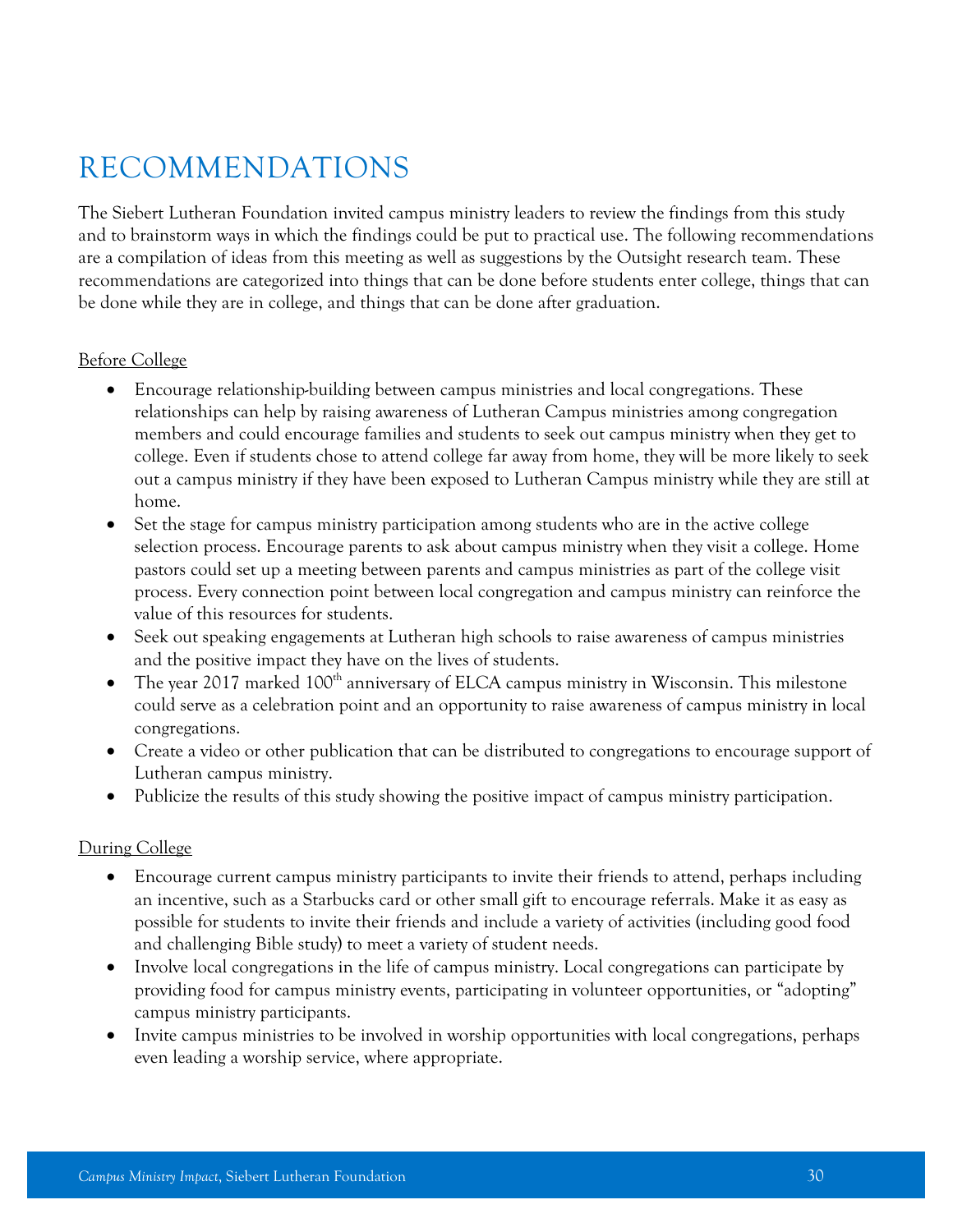# RECOMMENDATIONS

The Siebert Lutheran Foundation invited campus ministry leaders to review the findings from this study and to brainstorm ways in which the findings could be put to practical use. The following recommendations are a compilation of ideas from this meeting as well as suggestions by the Outsight research team. These recommendations are categorized into things that can be done before students enter college, things that can be done while they are in college, and things that can be done after graduation.

Before College

- Encourage relationship-building between campus ministries and local congregations. These relationships can help by raising awareness of Lutheran Campus ministries among congregation members and could encourage families and students to seek out campus ministry when they get to college. Even if students chose to attend college far away from home, they will be more likely to seek out a campus ministry if they have been exposed to Lutheran Campus ministry while they are still at home.
- Set the stage for campus ministry participation among students who are in the active college selection process. Encourage parents to ask about campus ministry when they visit a college. Home pastors could set up a meeting between parents and campus ministries as part of the college visit process. Every connection point between local congregation and campus ministry can reinforce the value of this resources for students.
- Seek out speaking engagements at Lutheran high schools to raise awareness of campus ministries and the positive impact they have on the lives of students.
- The year 2017 marked 100th anniversary of ELCA campus ministry in Wisconsin. This milestone could serve as a celebration point and an opportunity to raise awareness of campus ministry in local congregations.
- Create a video or other publication that can be distributed to congregations to encourage support of Lutheran campus ministry.
- Publicize the results of this study showing the positive impact of campus ministry participation.

During College

- Encourage current campus ministry participants to invite their friends to attend, perhaps including an incentive, such as a Starbucks card or other small gift to encourage referrals. Make it as easy as possible for students to invite their friends and include a variety of activities (including good food and challenging Bible study) to meet a variety of student needs.
- Involve local congregations in the life of campus ministry. Local congregations can participate by providing food for campus ministry events, participating in volunteer opportunities, or "adopting" campus ministry participants.
- Invite campus ministries to be involved in worship opportunities with local congregations, perhaps even leading a worship service, where appropriate.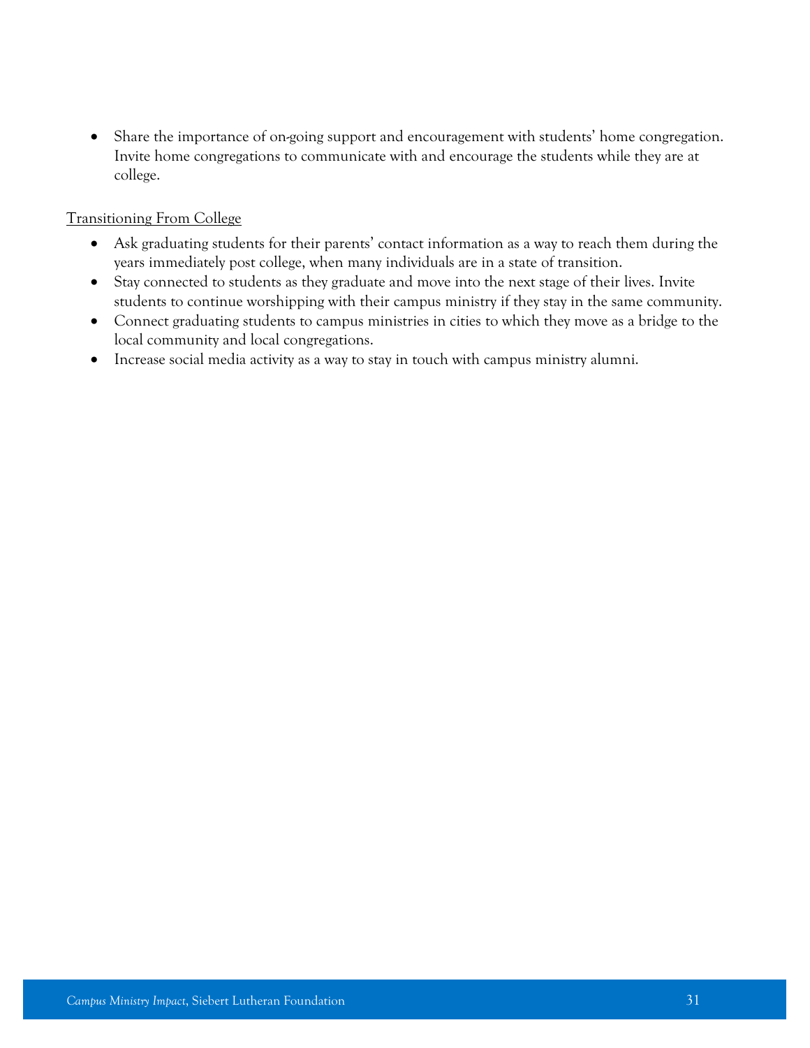- Share the importance of on-going support and encouragement with students' home congregation. Invite home congregations to communicate with and encourage the students while they are at college.

Transitioning From College

- Ask graduating students for their parents' contact information as a way to reach them during the years immediately post college, when many individuals are in a state of transition.
- Stay connected to students as they graduate and move into the next stage of their lives. Invite students to continue worshipping with their campus ministry if they stay in the same community.
- Connect graduating students to campus ministries in cities to which they move as a bridge to the local community and local congregations.
- Increase social media activity as a way to stay in touch with campus ministry alumni.